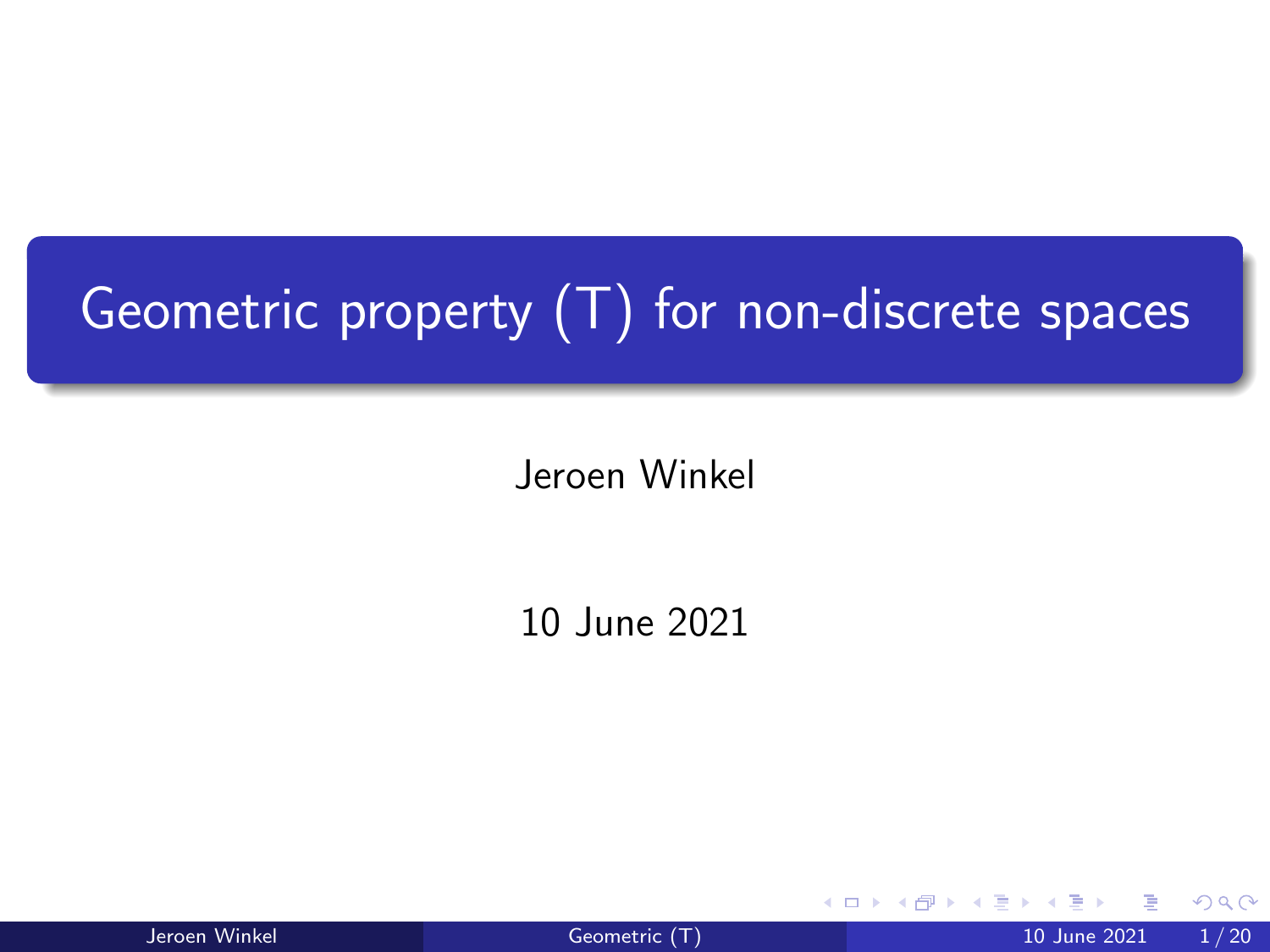# Geometric property (T) for non-discrete spaces

Jeroen Winkel

10 June 2021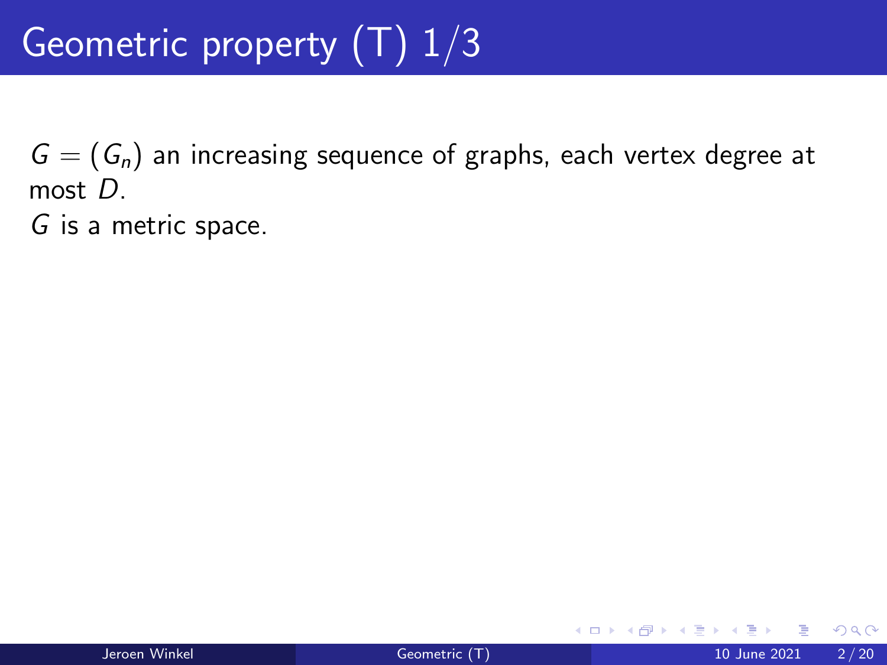# Geometric property (T) 1/3

$G = (G_n)$ an increasing sequence of graphs, each vertex degree at most $D$.

$G$ is a metric space.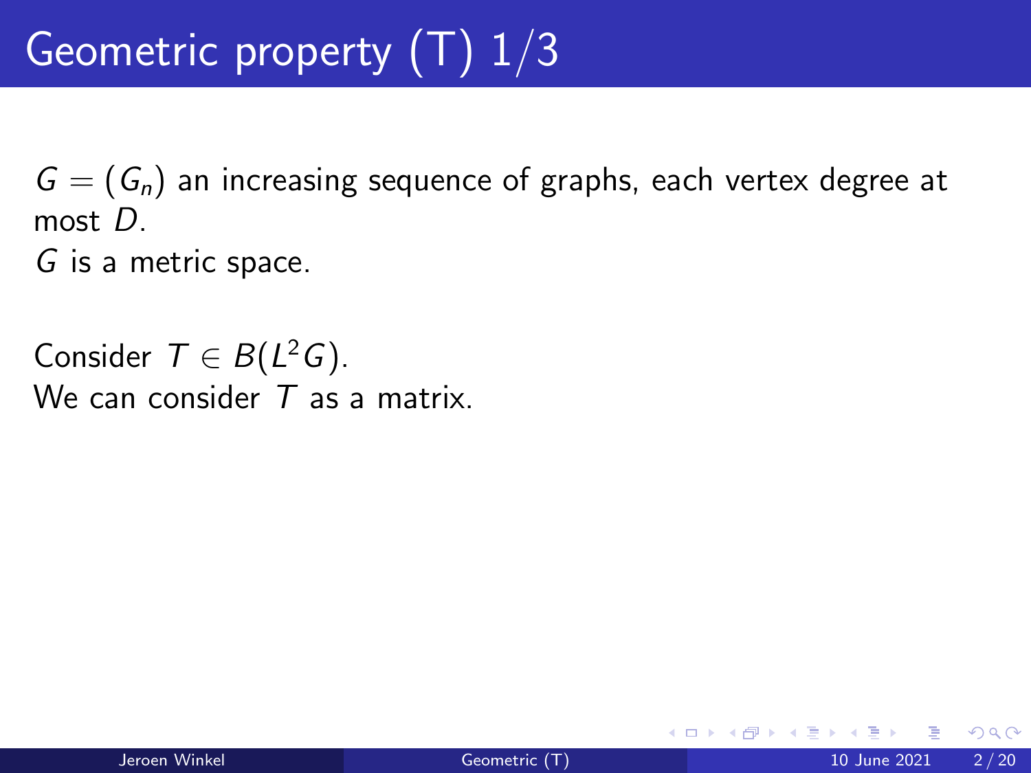# Geometric property (T) 1/3

$G = (G_n)$ an increasing sequence of graphs, each vertex degree at most $D$.
$G$ is a metric space.

Consider $T \in B(L^2G)$.
We can consider $T$ as a matrix.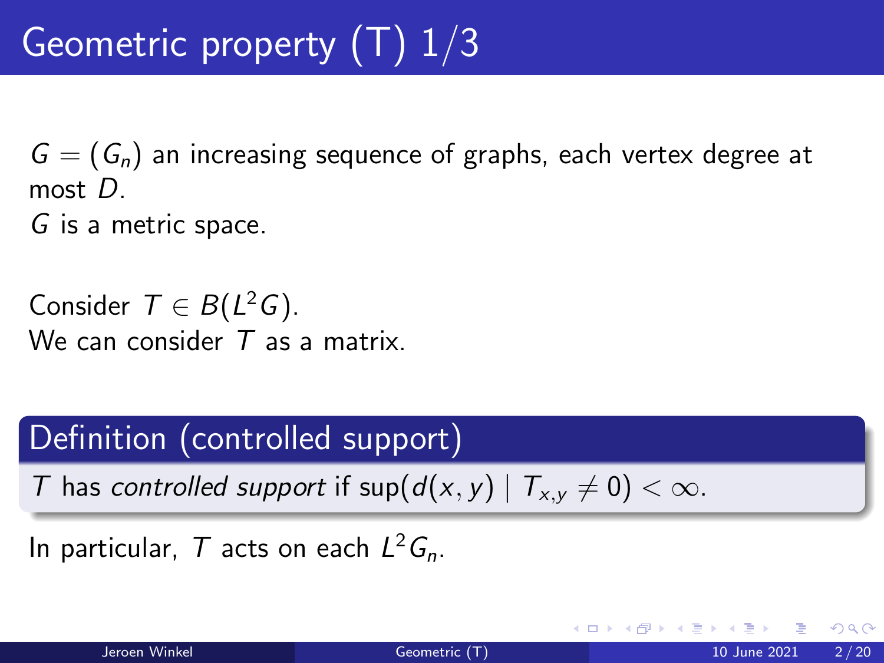# Geometric property (T) 1/3

$G = (G_n)$ an increasing sequence of graphs, each vertex degree at most $D$.
$G$ is a metric space.

Consider $T \in B(L^2 G)$.
We can consider $T$ as a matrix.

## Definition (controlled support)

$T$ has *controlled support* if $\sup(d(x, y) \mid T_{x,y} \neq 0) < \infty$.

In particular, $T$ acts on each $L^2 G_n$.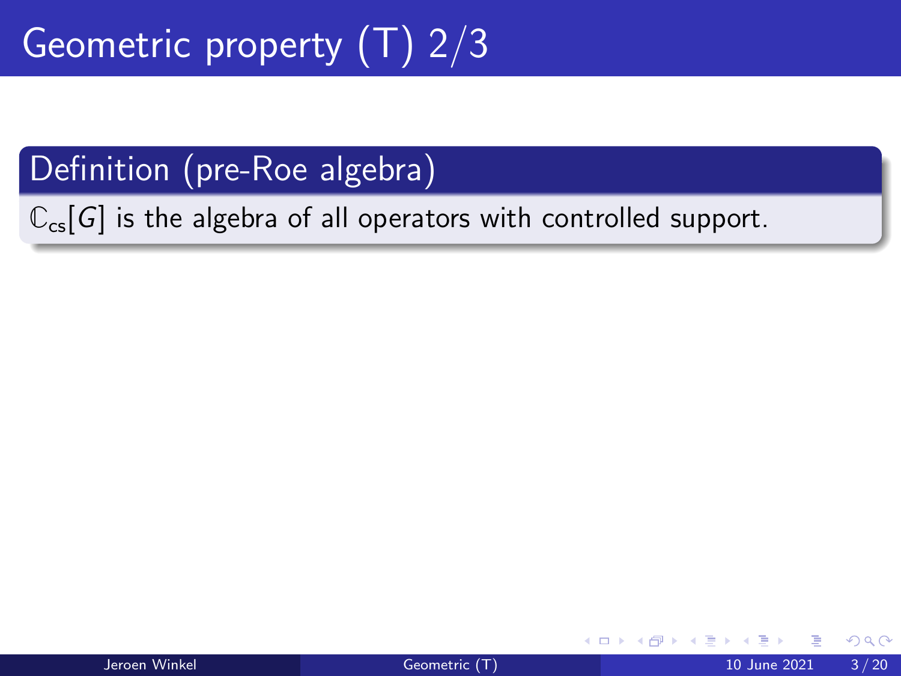# Geometric property (T) 2/3

## Definition (pre-Roe algebra)

$\mathbb{C}_{cs}[G]$ is the algebra of all operators with controlled support.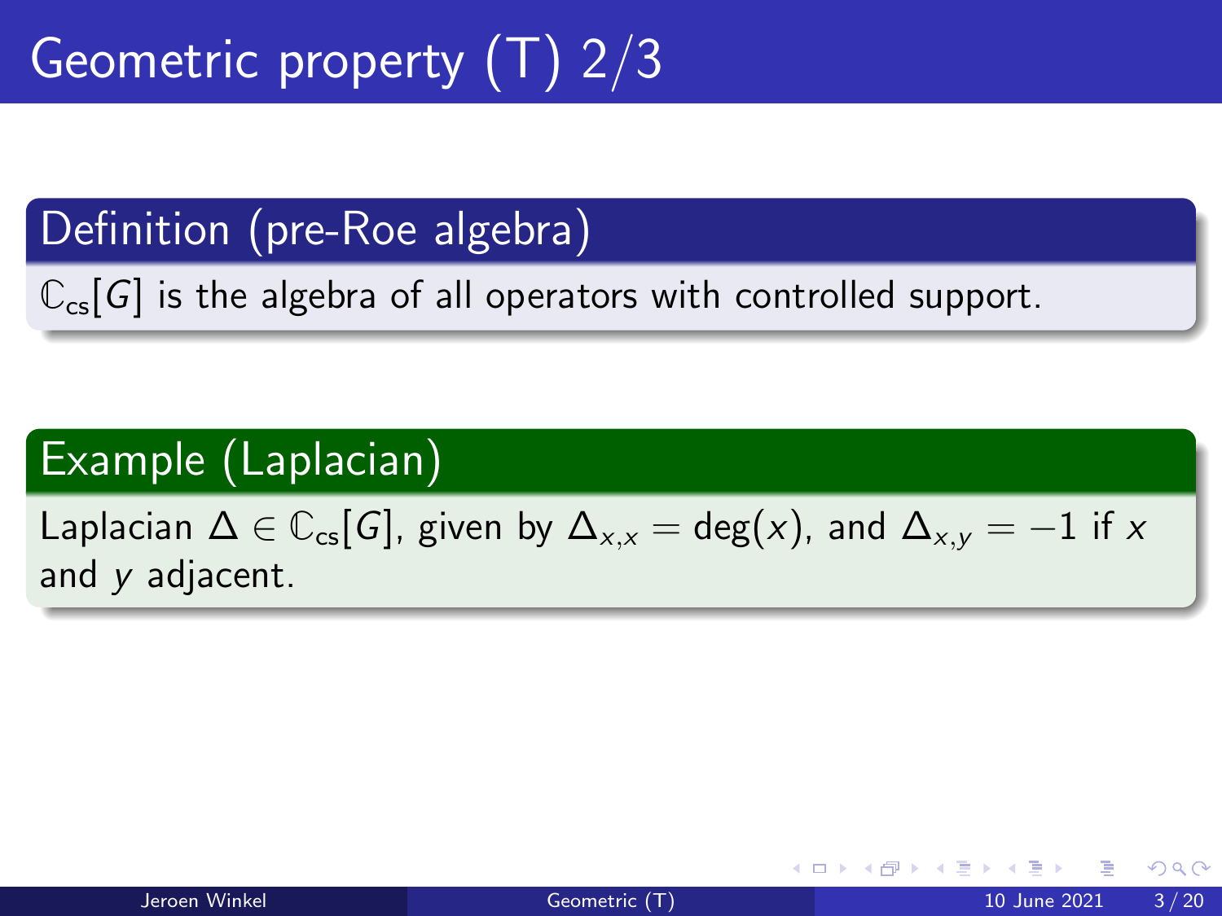# Geometric property (T) 2/3

**Definition (pre-Roe algebra)**

$\mathbb{C}_{cs}[G]$ is the algebra of all operators with controlled support.

**Example (Laplacian)**

Laplacian $\Delta \in \mathbb{C}_{cs}[G]$, given by $\Delta_{x,x} = \deg(x)$, and $\Delta_{x,y} = -1$ if $x$ and $y$ adjacent.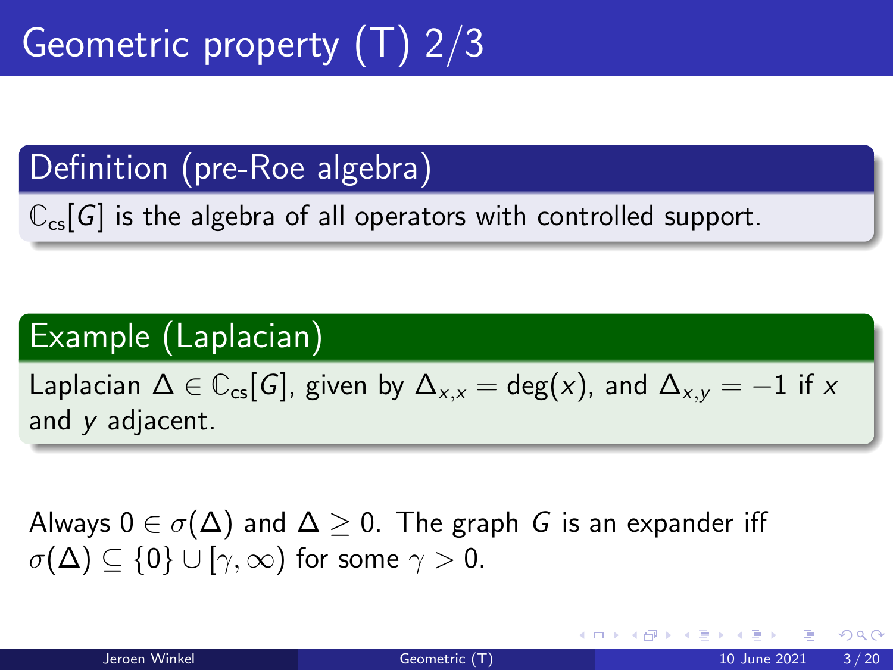# Geometric property (T) 2/3

**Definition (pre-Roe algebra)**

$\mathbb{C}_{\mathrm{cs}}[G]$ is the algebra of all operators with controlled support.

**Example (Laplacian)**

Laplacian $\Delta \in \mathbb{C}_{\mathrm{cs}}[G]$, given by $\Delta_{x,x} = \deg(x)$, and $\Delta_{x,y} = -1$ if $x$ and $y$ adjacent.

Always $0 \in \sigma(\Delta)$ and $\Delta \geq 0$. The graph $G$ is an expander iff $\sigma(\Delta) \subseteq \{0\} \cup [\gamma, \infty)$ for some $\gamma > 0$.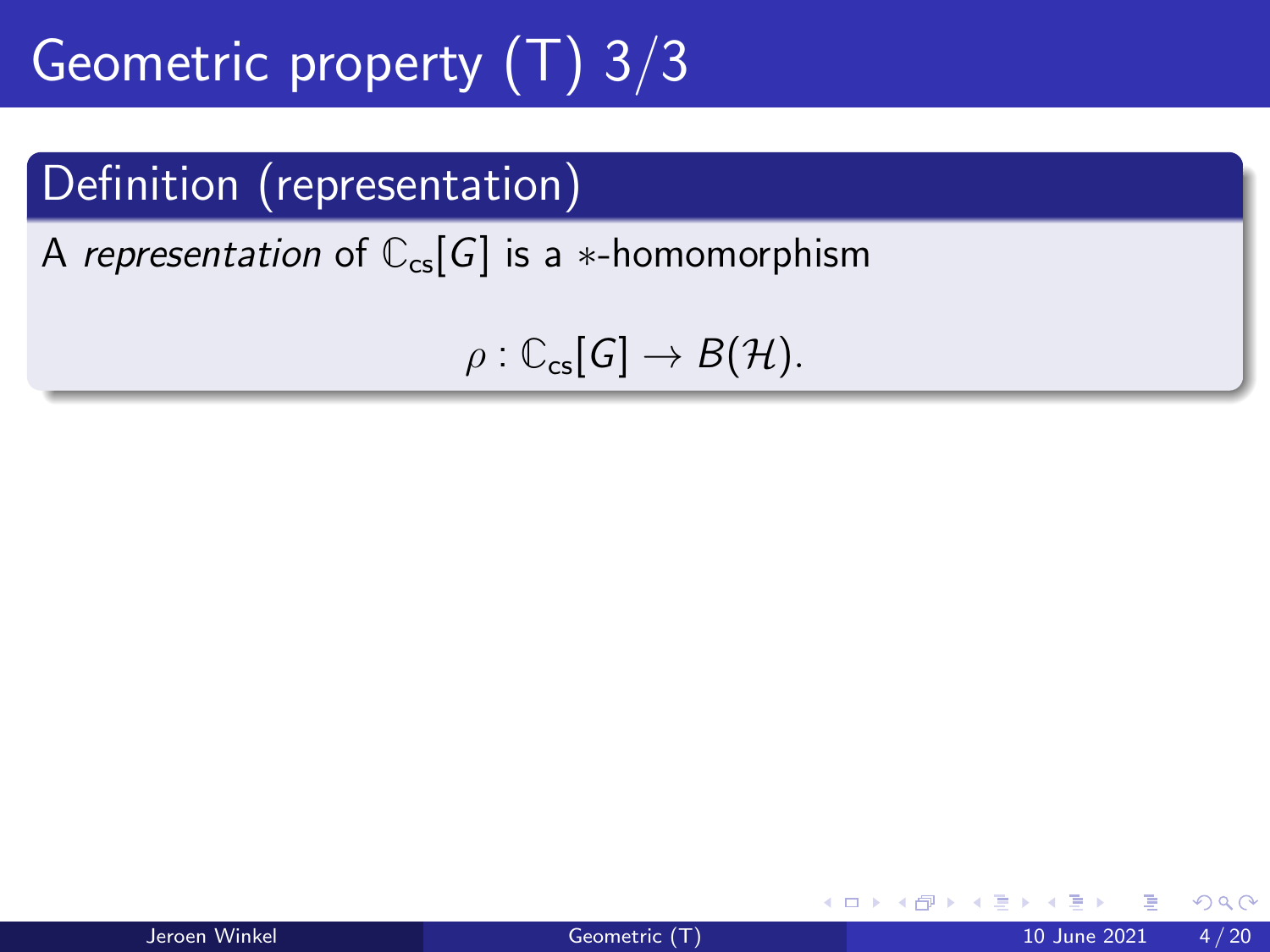# Geometric property (T) 3/3

**Definition (representation)**

A *representation* of $\mathbb{C}_{\mathrm{cs}}[G]$ is a $*$-homomorphism

$$\rho : \mathbb{C}_{\mathrm{cs}}[G] \to B(\mathcal{H}).$$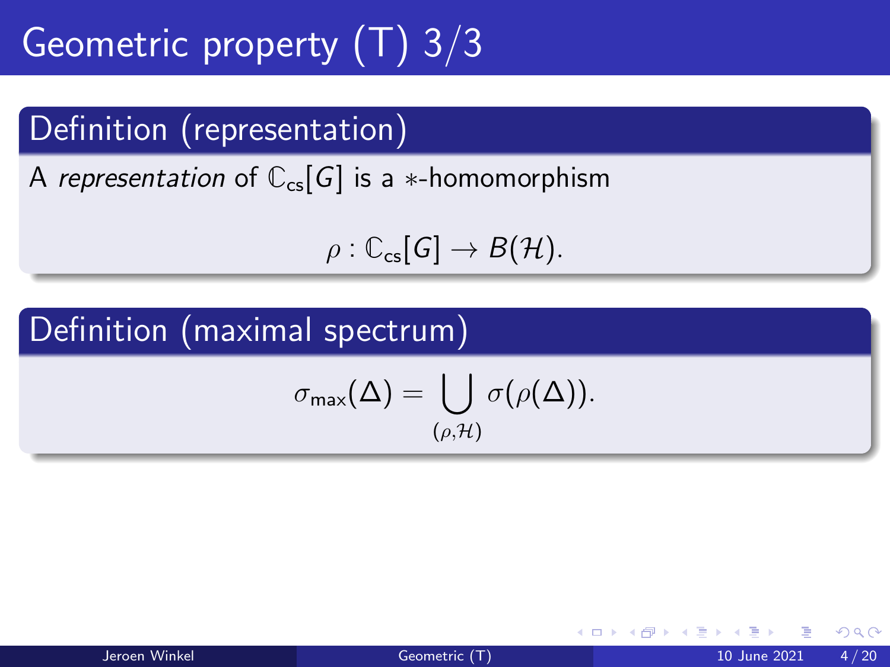# Geometric property (T) 3/3

## Definition (representation)

A *representation* of $\mathbb{C}_{\text{cs}}[G]$ is a $*$-homomorphism

$$\rho : \mathbb{C}_{\text{cs}}[G] \to B(\mathcal{H}).$$

## Definition (maximal spectrum)

$$\sigma_{\max}(\Delta) = \bigcup_{(\rho, \mathcal{H})} \sigma(\rho(\Delta)).$$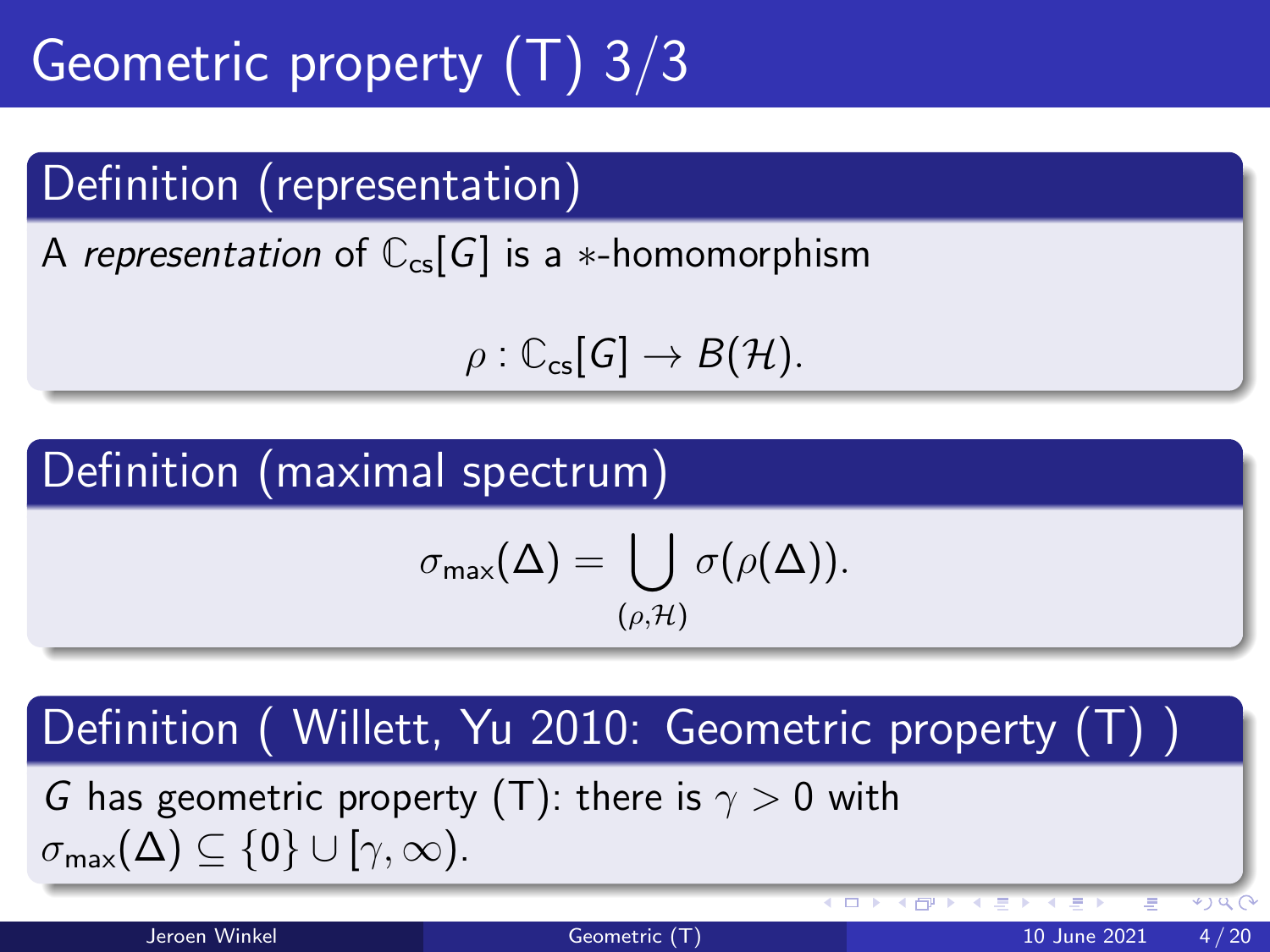# Geometric property (T) 3/3

### Definition (representation)

A *representation* of $\mathbb{C}_{\text{cs}}[G]$ is a $*$-homomorphism

$$\rho : \mathbb{C}_{\text{cs}}[G] \to B(\mathcal{H}).$$

### Definition (maximal spectrum)

$$\sigma_{\max}(\Delta) = \bigcup_{(\rho,\mathcal{H})} \sigma(\rho(\Delta)).$$

### Definition ( Willett, Yu 2010: Geometric property (T) )

$G$ has geometric property (T): there is $\gamma > 0$ with $\sigma_{\max}(\Delta) \subseteq \{0\} \cup [\gamma, \infty)$.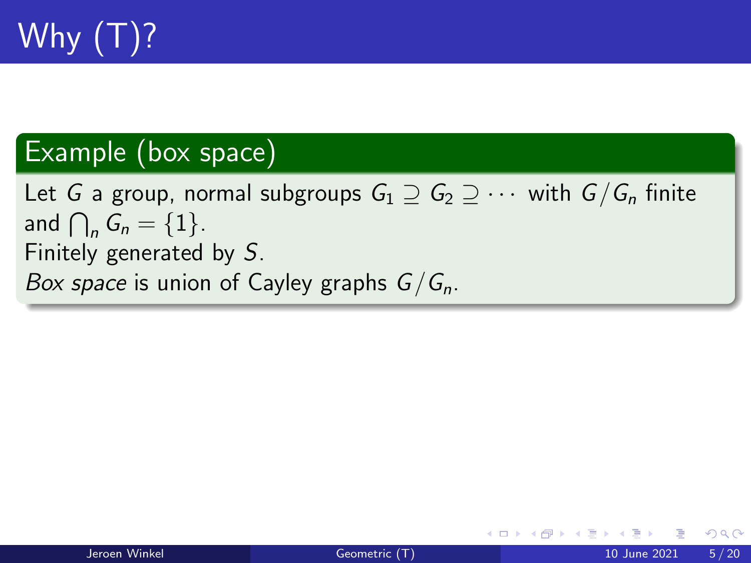# Why (T)?

## Example (box space)

Let $G$ a group, normal subgroups $G_1 \supseteq G_2 \supseteq \cdots$ with $G/G_n$ finite and $\bigcap_n G_n = \{1\}$.
Finitely generated by $S$.
*Box space* is union of Cayley graphs $G/G_n$.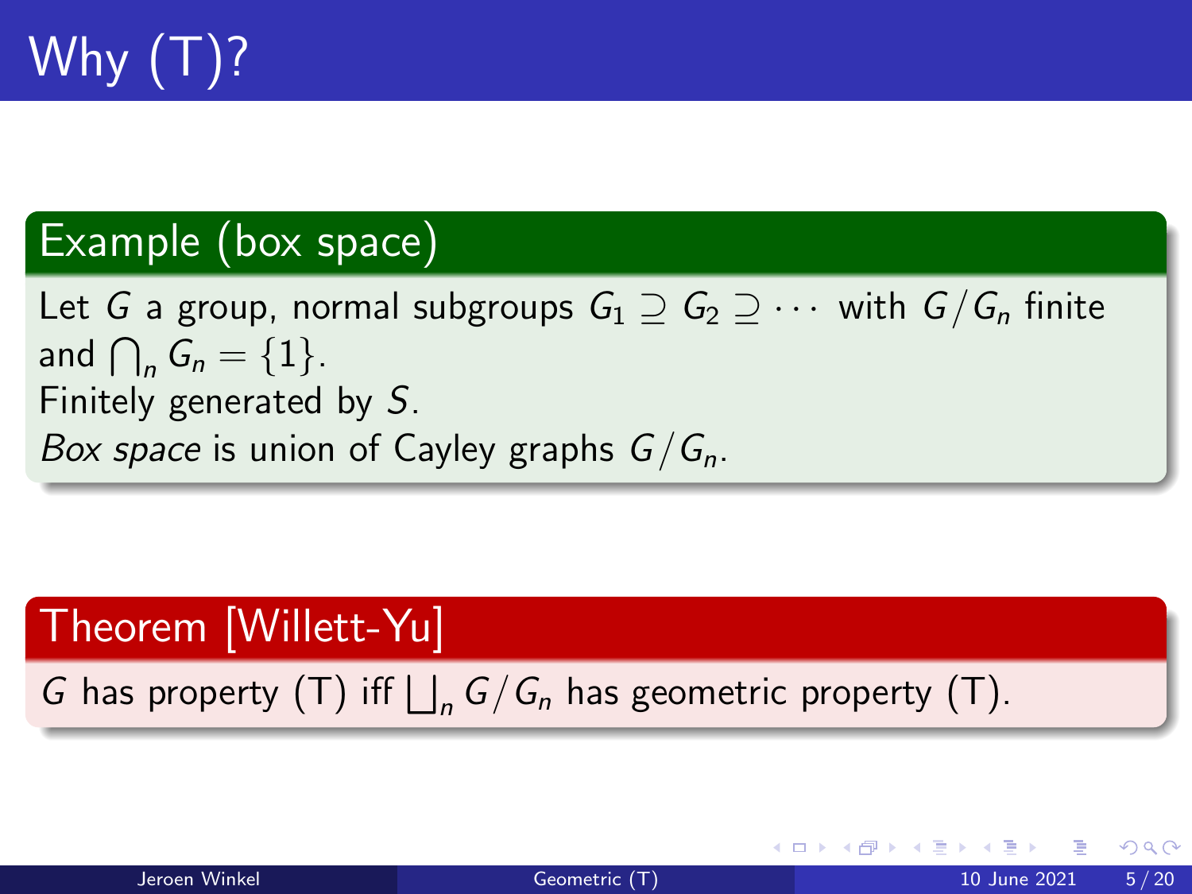# Why (T)?

**Example (box space)**

Let $G$ a group, normal subgroups $G_1 \supseteq G_2 \supseteq \cdots$ with $G/G_n$ finite and $\bigcap_n G_n = \{1\}$.
Finitely generated by $S$.
*Box space* is union of Cayley graphs $G/G_n$.

**Theorem [Willett-Yu]**

$G$ has property (T) iff $\bigsqcup_n G/G_n$ has geometric property (T).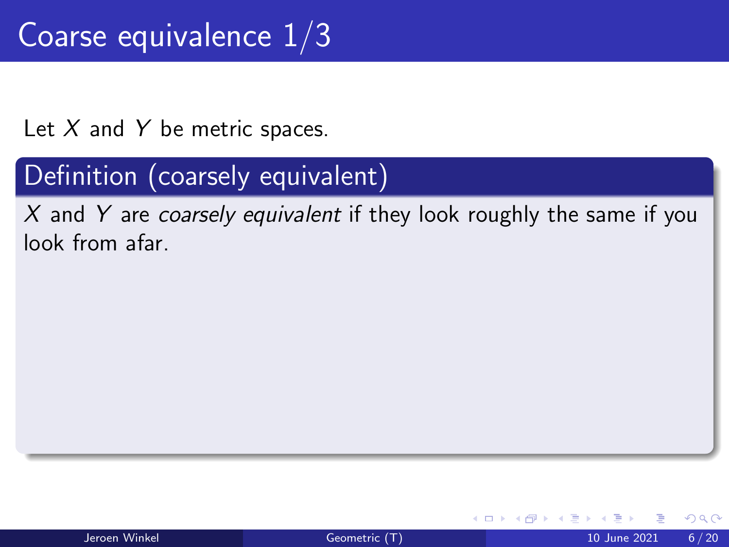# Coarse equivalence 1/3

Let $X$ and $Y$ be metric spaces.

### Definition (coarsely equivalent)

$X$ and $Y$ are *coarsely equivalent* if they look roughly the same if you look from afar.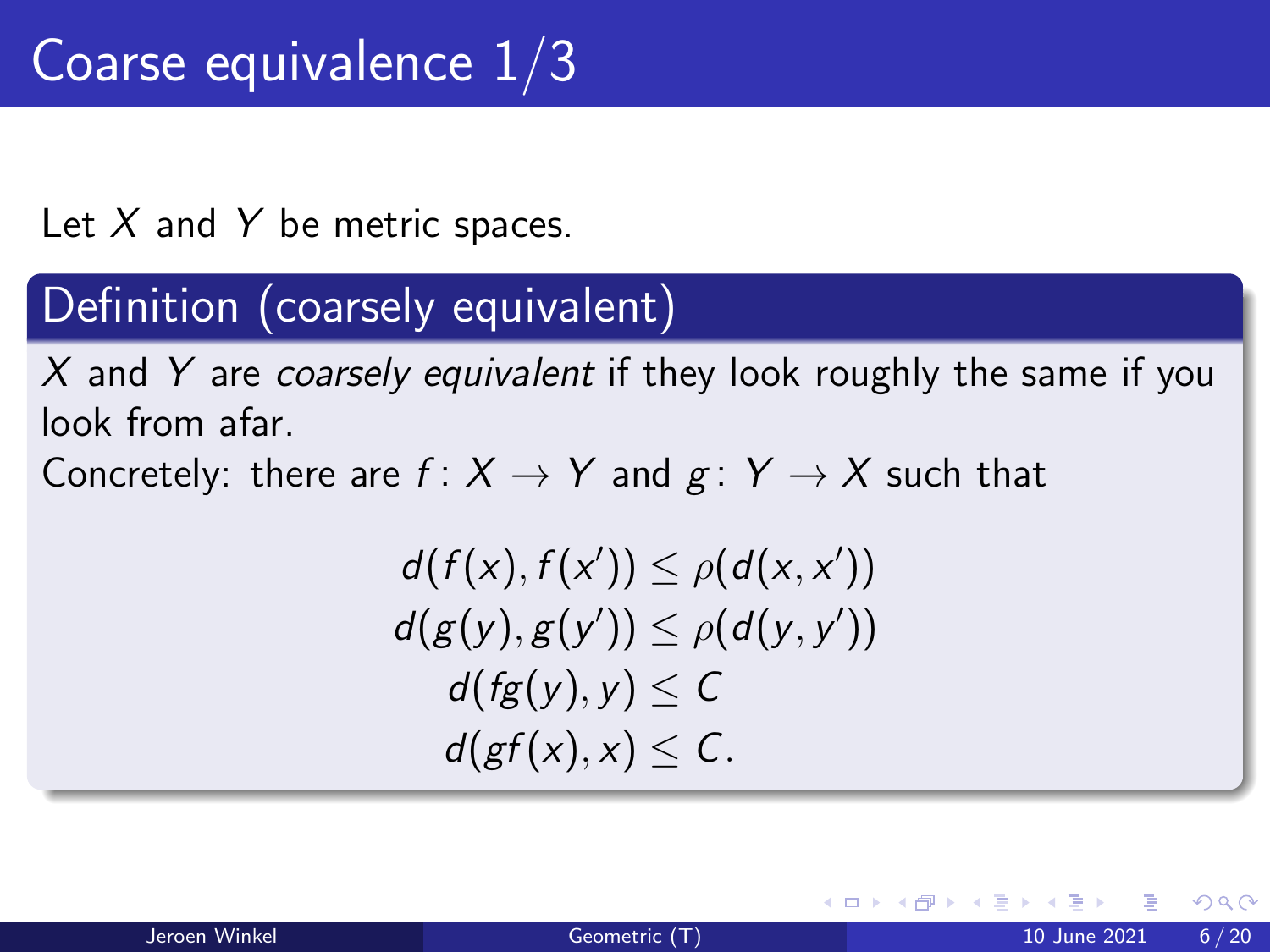# Coarse equivalence 1/3

Let $X$ and $Y$ be metric spaces.

### Definition (coarsely equivalent)

$X$ and $Y$ are *coarsely equivalent* if they look roughly the same if you look from afar.

Concretely: there are $f\colon X \to Y$ and $g\colon Y \to X$ such that

$$
\begin{aligned}
d(f(x), f(x')) &\leq \rho(d(x, x')) \\
d(g(y), g(y')) &\leq \rho(d(y, y')) \\
d(fg(y), y) &\leq C \\
d(gf(x), x) &\leq C.
\end{aligned}
$$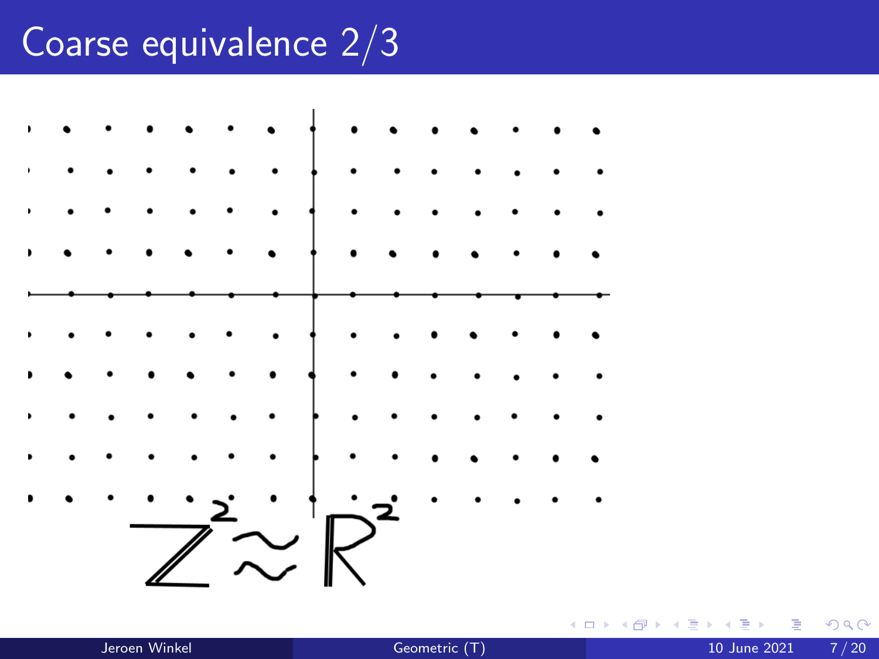# Coarse equivalence 2/3

$$\mathbb{Z}^2 \approx \mathbb{R}^2$$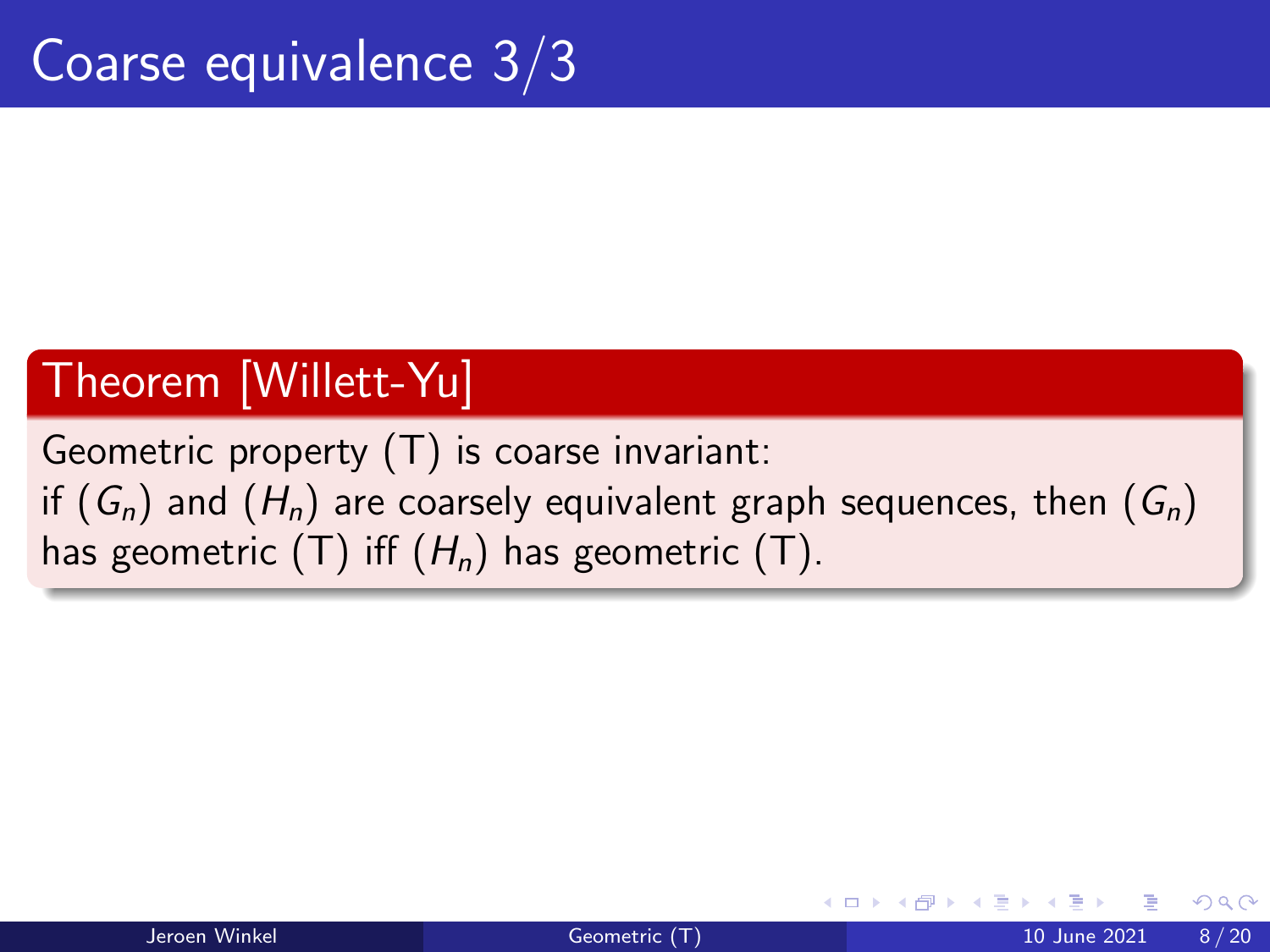# Coarse equivalence 3/3

**Theorem [Willett-Yu]**

Geometric property (T) is coarse invariant:
if $(G_n)$ and $(H_n)$ are coarsely equivalent graph sequences, then $(G_n)$ has geometric (T) iff $(H_n)$ has geometric (T).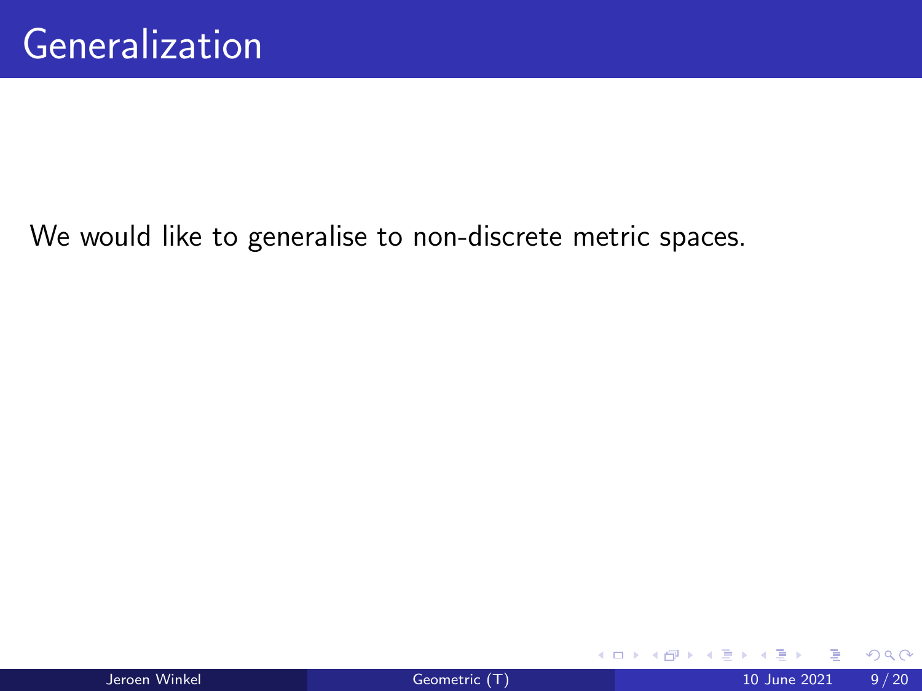# Generalization

We would like to generalise to non-discrete metric spaces.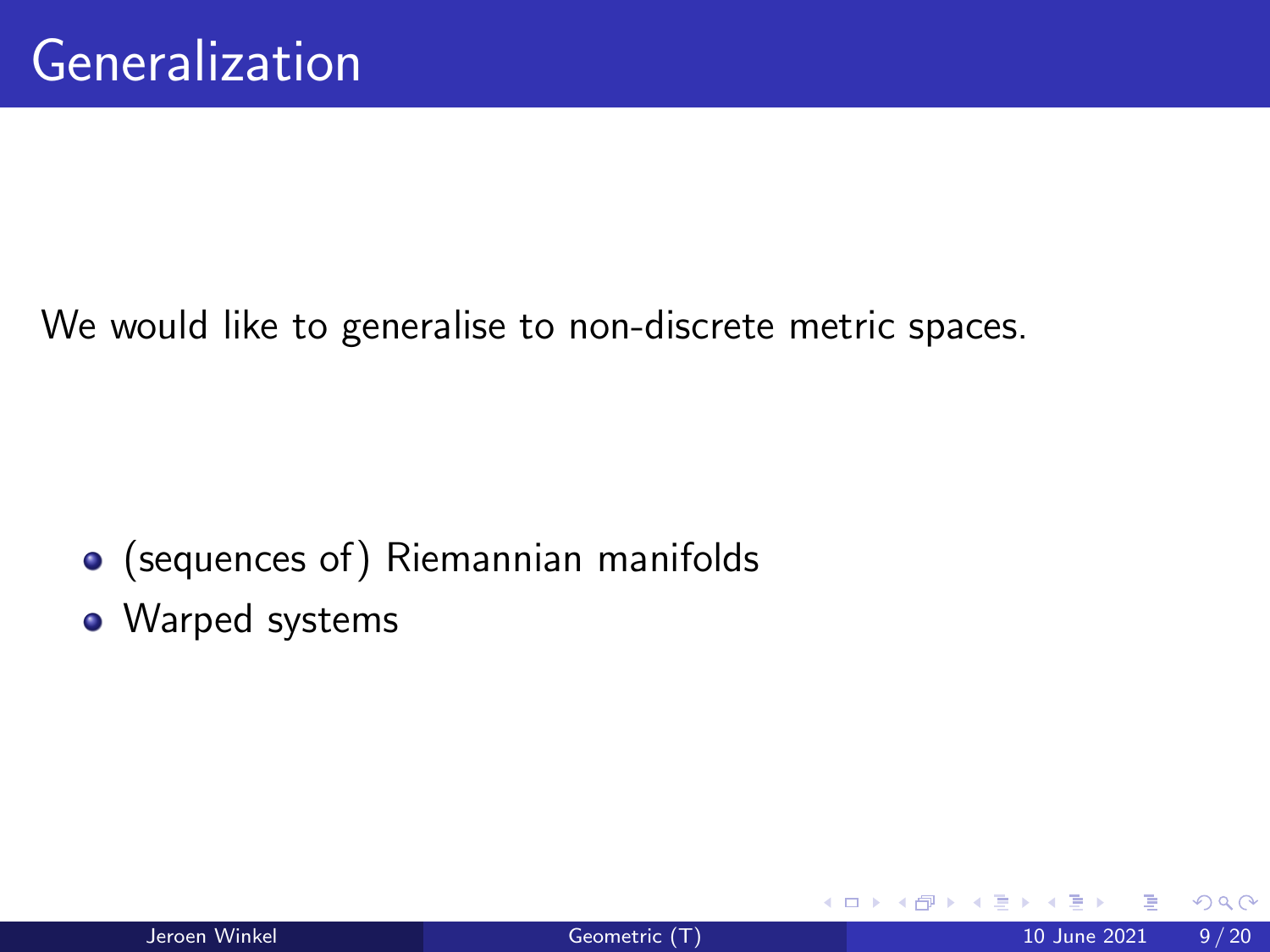# Generalization

We would like to generalise to non-discrete metric spaces.

- (sequences of) Riemannian manifolds
- Warped systems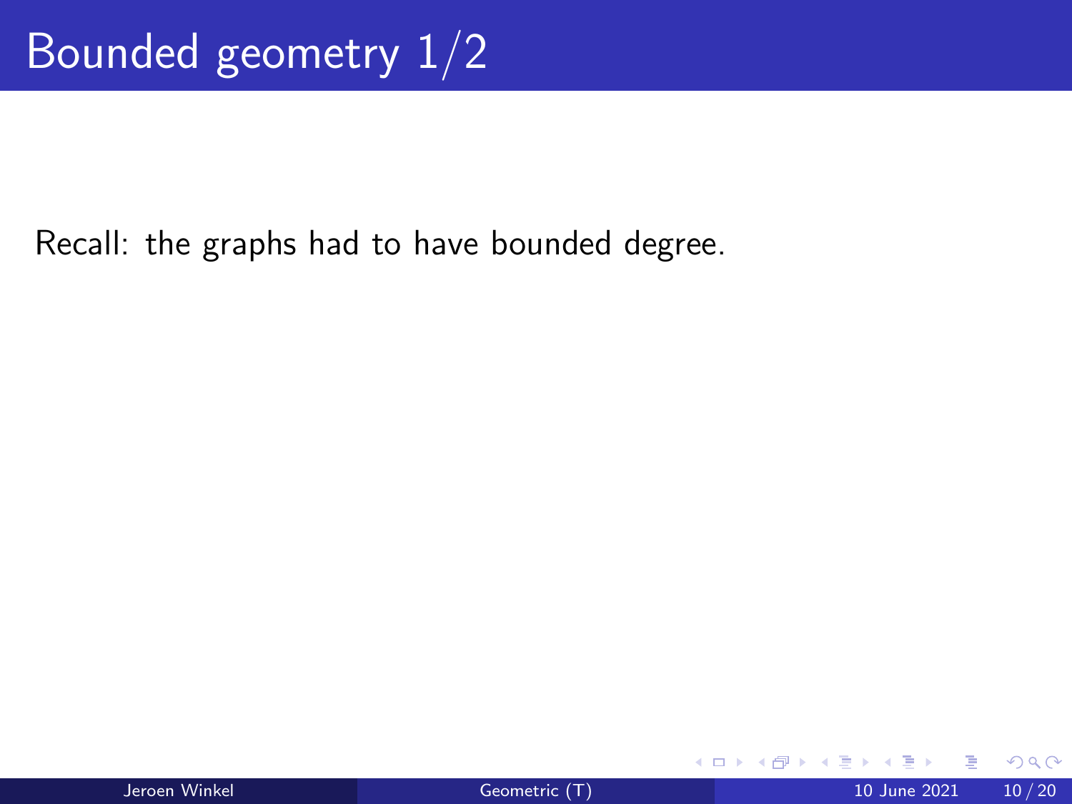# Bounded geometry 1/2

Recall: the graphs had to have bounded degree.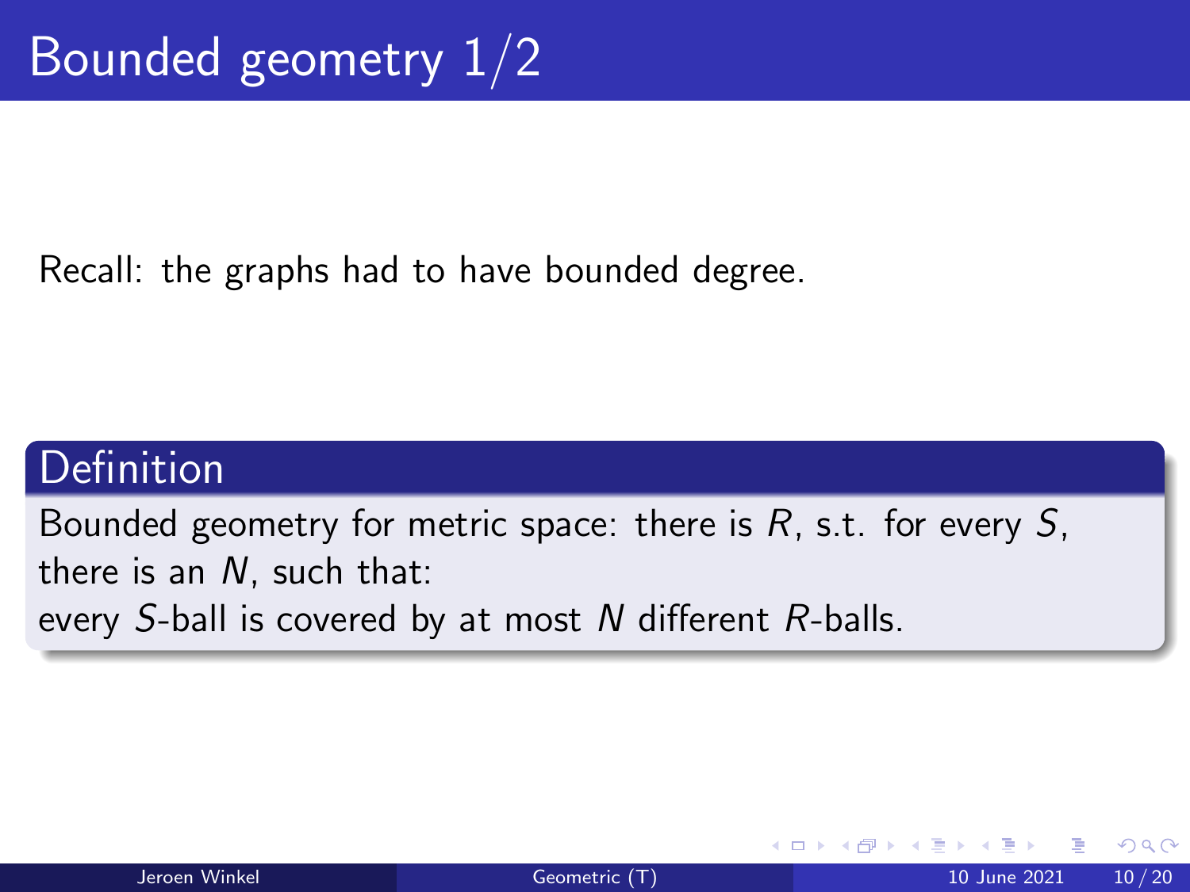# Bounded geometry 1/2

Recall: the graphs had to have bounded degree.

**Definition**

Bounded geometry for metric space: there is $R$, s.t. for every $S$, there is an $N$, such that:
every $S$-ball is covered by at most $N$ different $R$-balls.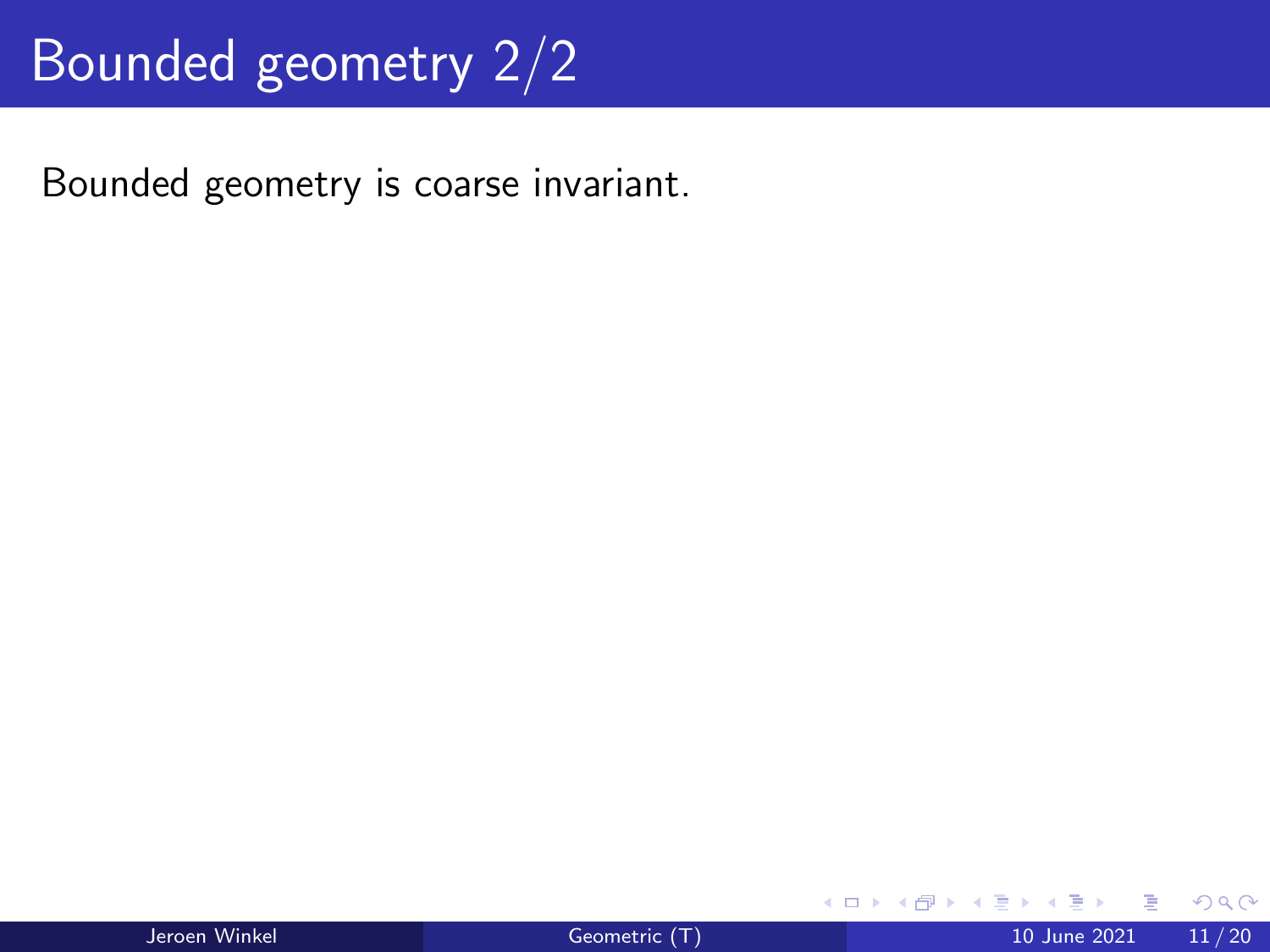# Bounded geometry 2/2

Bounded geometry is coarse invariant.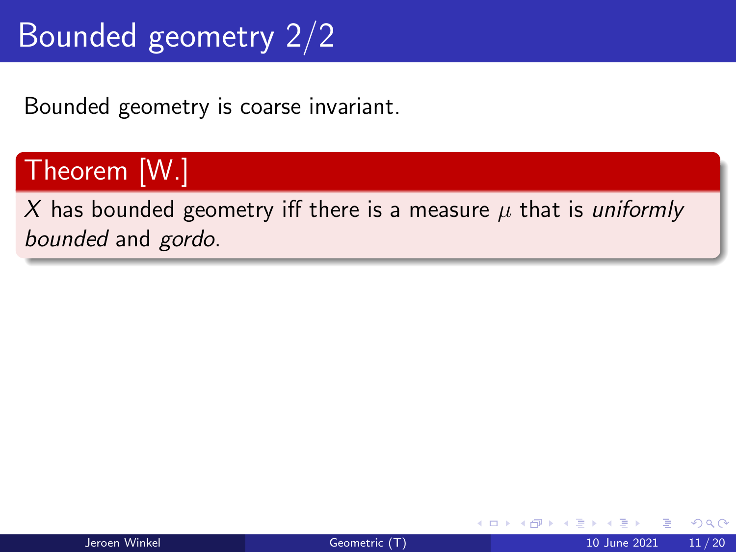# Bounded geometry 2/2

Bounded geometry is coarse invariant.

**Theorem [W.]**

$X$ has bounded geometry iff there is a measure $\mu$ that is *uniformly bounded* and *gordo*.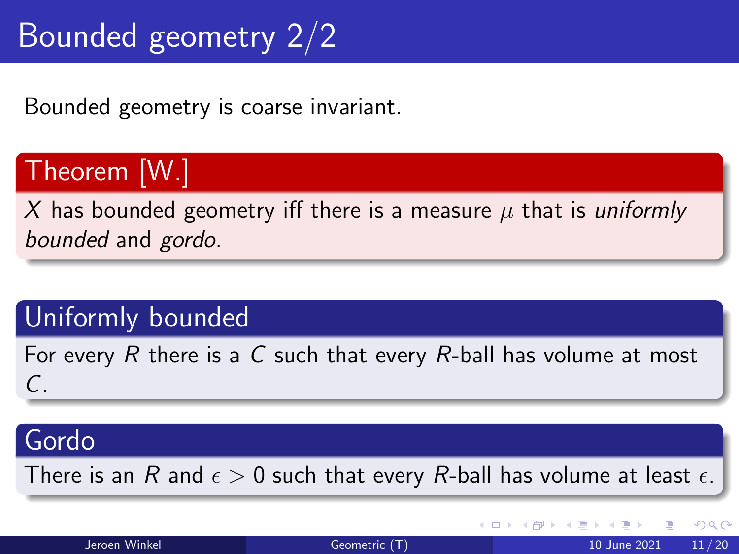# Bounded geometry 2/2

Bounded geometry is coarse invariant.

**Theorem [W.]**

$X$ has bounded geometry iff there is a measure $\mu$ that is *uniformly bounded* and *gordo*.

**Uniformly bounded**

For every $R$ there is a $C$ such that every $R$-ball has volume at most $C$.

**Gordo**

There is an $R$ and $\epsilon > 0$ such that every $R$-ball has volume at least $\epsilon$.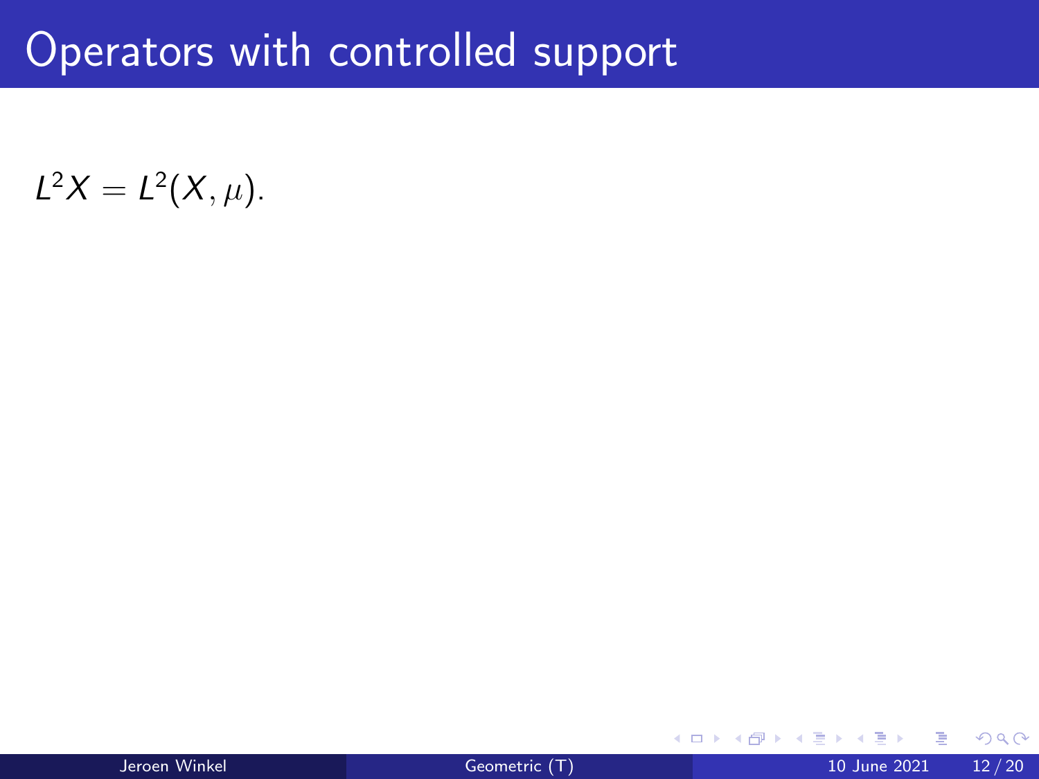# Operators with controlled support

$L^2X = L^2(X, \mu)$.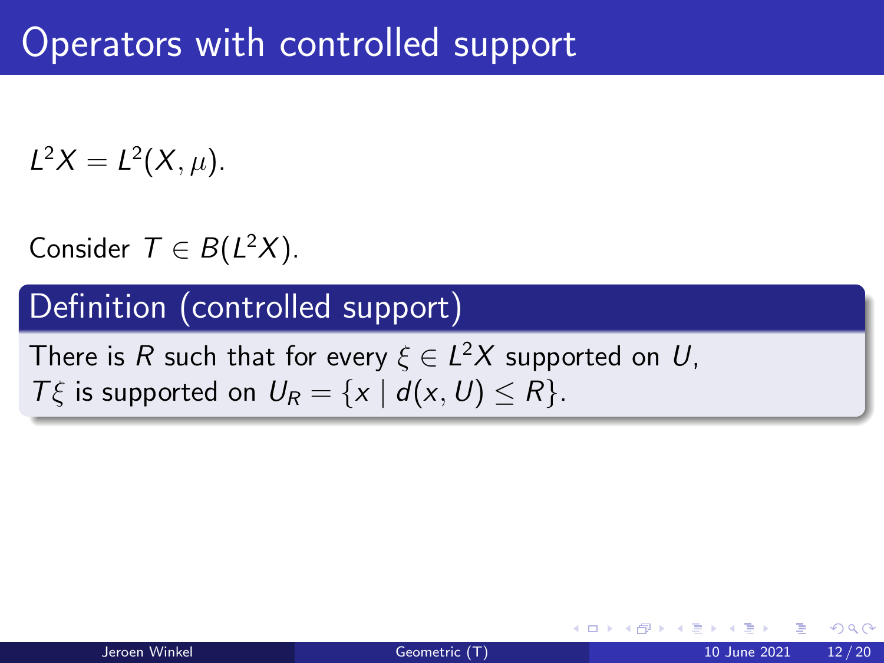# Operators with controlled support

$L^2X = L^2(X, \mu)$.

Consider $T \in B(L^2X)$.

## Definition (controlled support)

There is $R$ such that for every $\xi \in L^2X$ supported on $U$, $T\xi$ is supported on $U_R = \{x \mid d(x, U) \leq R\}$.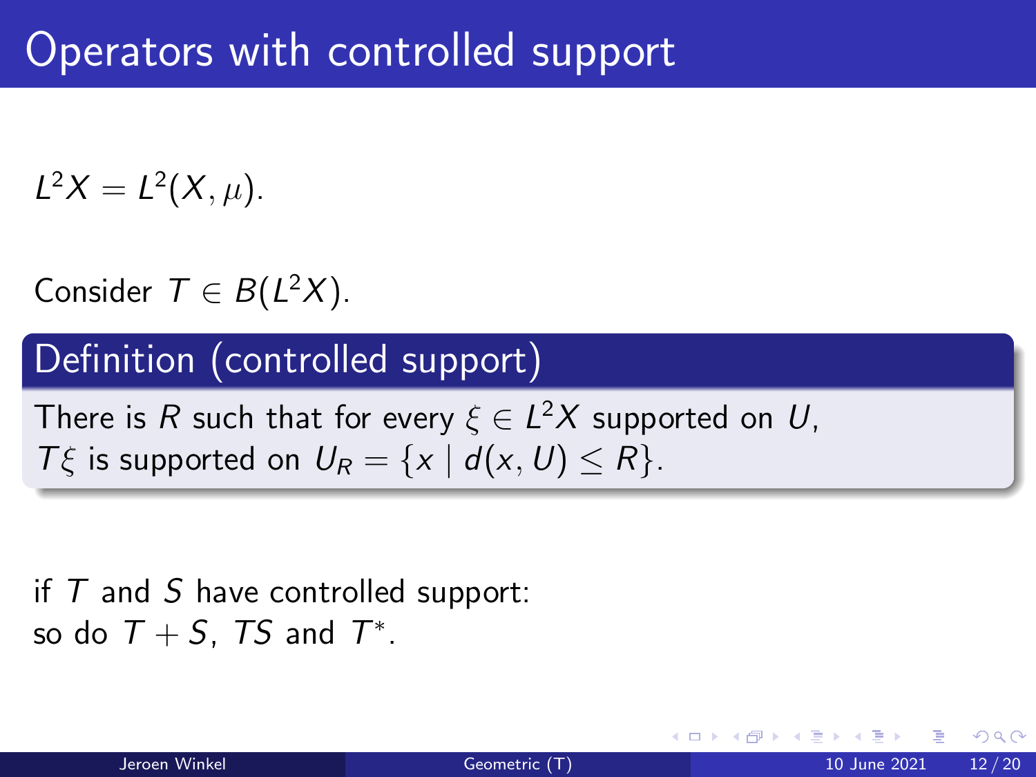# Operators with controlled support

$L^2X = L^2(X, \mu)$.

Consider $T \in B(L^2X)$.

### Definition (controlled support)

There is $R$ such that for every $\xi \in L^2X$ supported on $U$, $T\xi$ is supported on $U_R = \{x \mid d(x, U) \leq R\}$.

if $T$ and $S$ have controlled support:
so do $T + S$, $TS$ and $T^*$.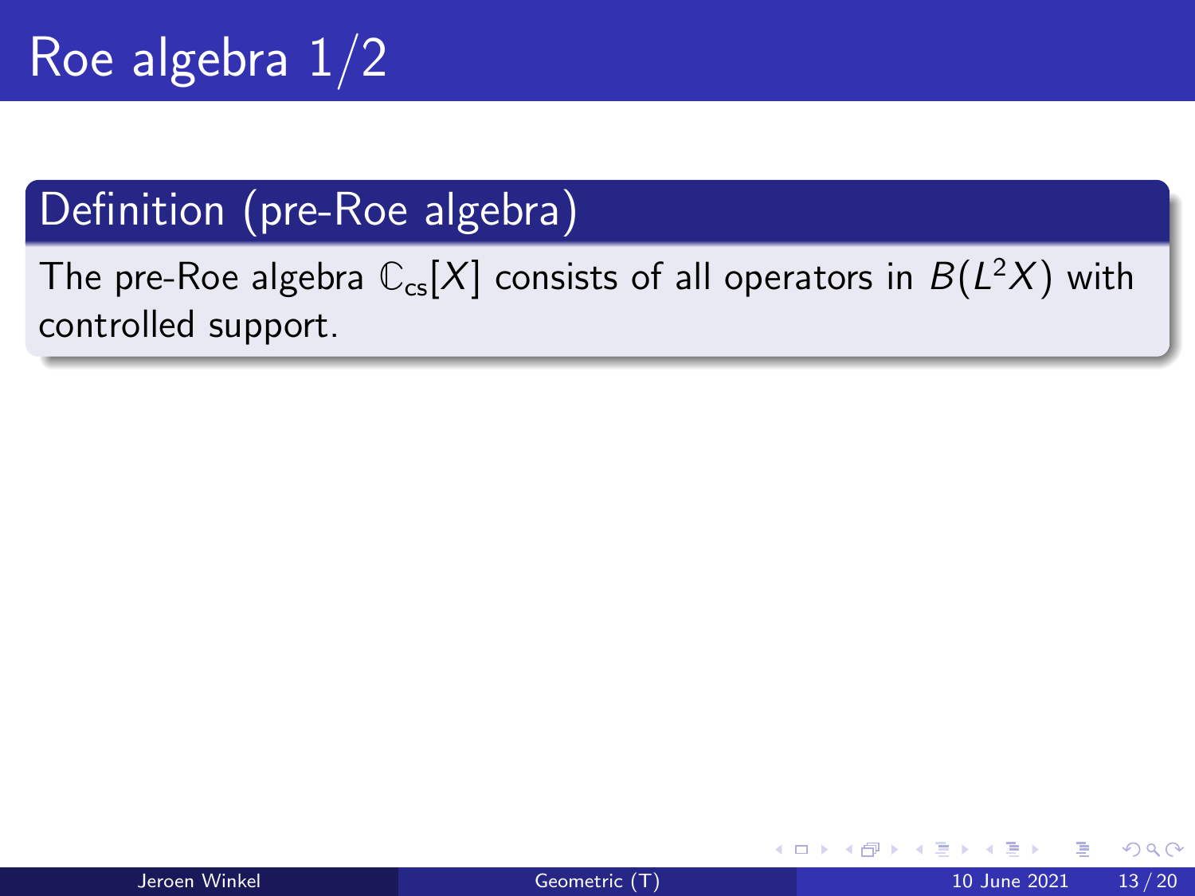# Roe algebra 1/2

**Definition (pre-Roe algebra)**

The pre-Roe algebra $\mathbb{C}_{cs}[X]$ consists of all operators in $B(L^2X)$ with controlled support.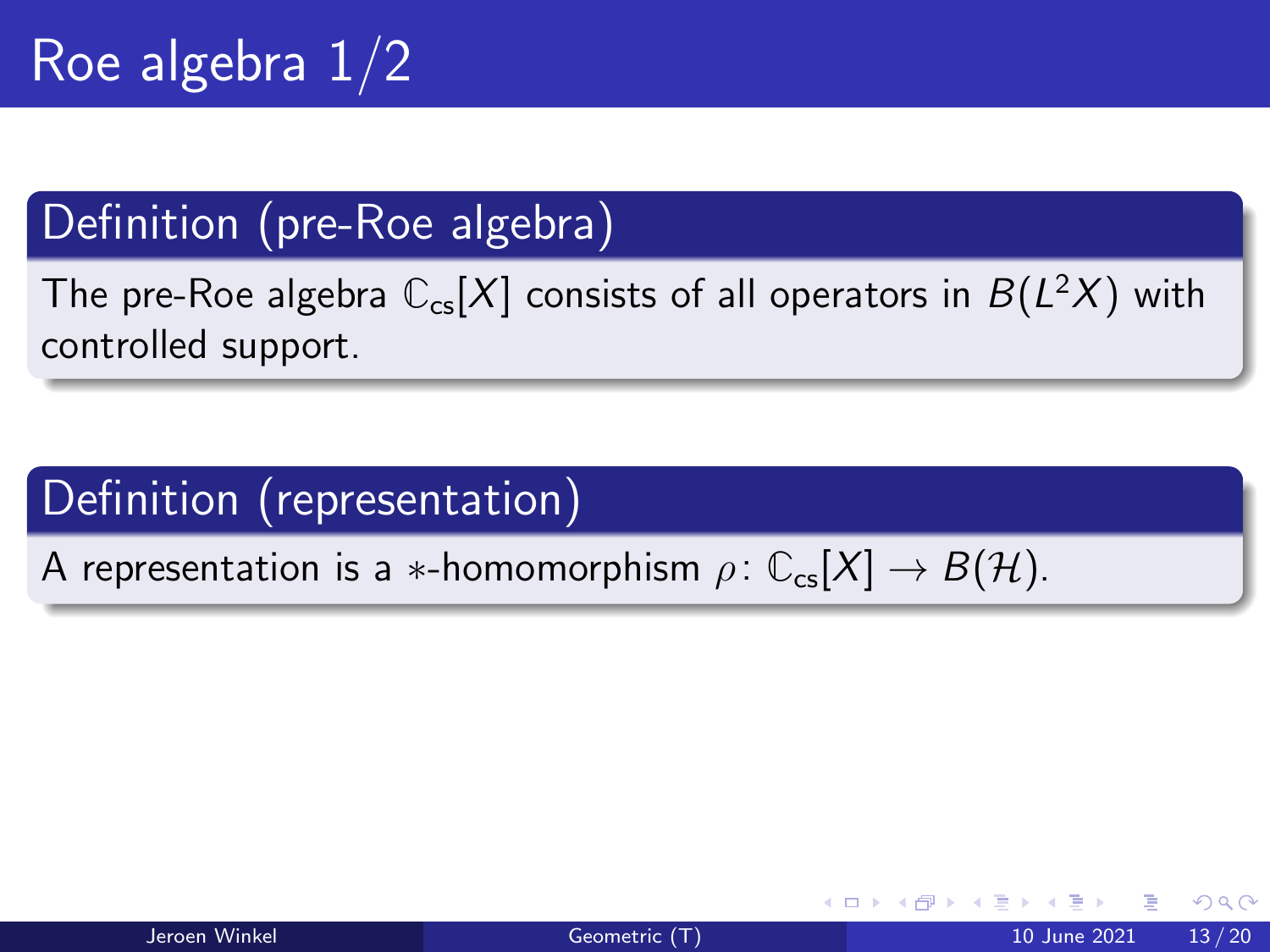# Roe algebra 1/2

## Definition (pre-Roe algebra)

The pre-Roe algebra $\mathbb{C}_{cs}[X]$ consists of all operators in $B(L^2X)$ with controlled support.

## Definition (representation)

A representation is a $*$-homomorphism $\rho\colon \mathbb{C}_{cs}[X] \to B(\mathcal{H})$.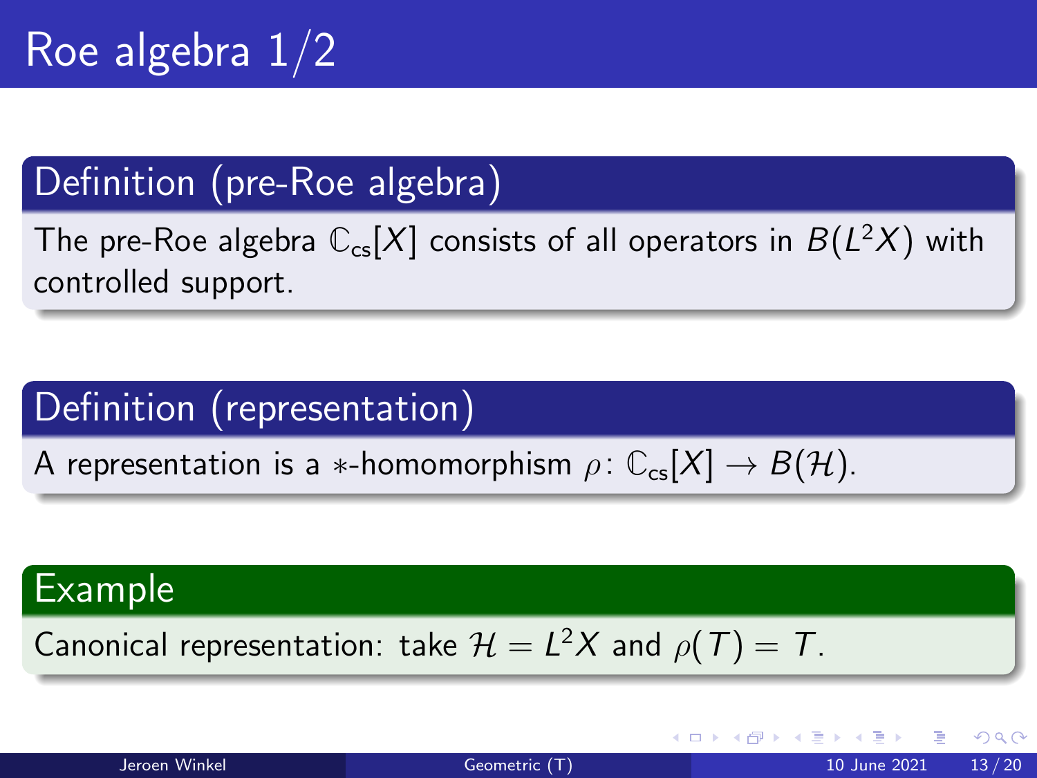# Roe algebra 1/2

### Definition (pre-Roe algebra)

The pre-Roe algebra $\mathbb{C}_{cs}[X]$ consists of all operators in $B(L^2X)$ with controlled support.

### Definition (representation)

A representation is a $*$-homomorphism $\rho\colon \mathbb{C}_{cs}[X] \to B(\mathcal{H})$.

### Example

Canonical representation: take $\mathcal{H} = L^2X$ and $\rho(T) = T$.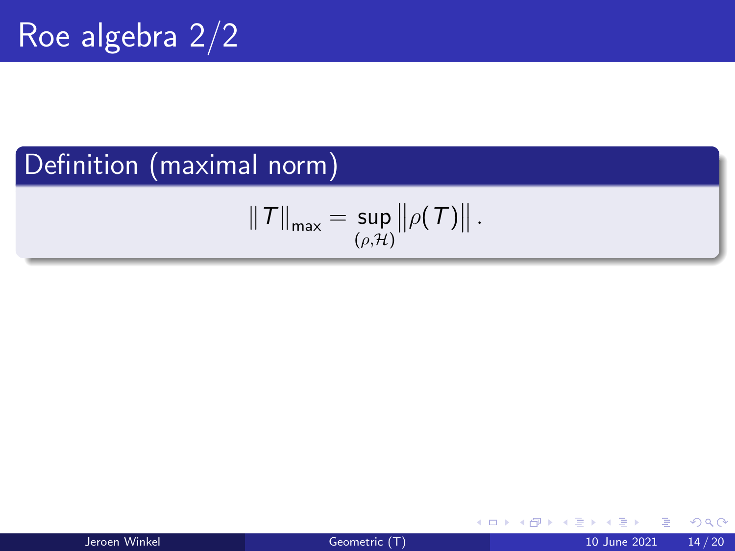# Roe algebra 2/2

## Definition (maximal norm)

$$\|T\|_{\max} = \sup_{(\rho,\mathcal{H})} \left\| \rho(T) \right\| .$$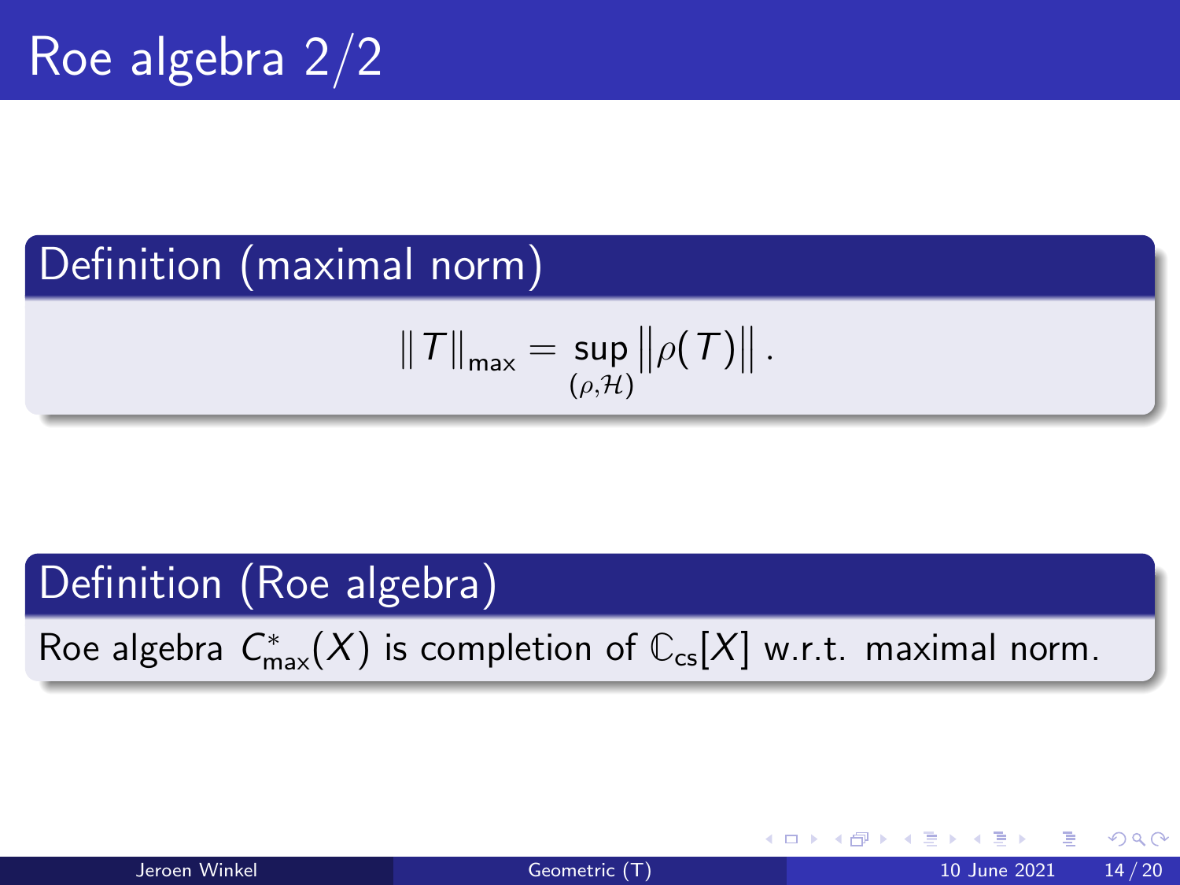# Roe algebra 2/2

**Definition (maximal norm)**

$$\|T\|_{\max} = \sup_{(\rho,\mathcal{H})} \left\|\rho(T)\right\|.$$

**Definition (Roe algebra)**

Roe algebra $C^*_{\max}(X)$ is completion of $\mathbb{C}_{cs}[X]$ w.r.t. maximal norm.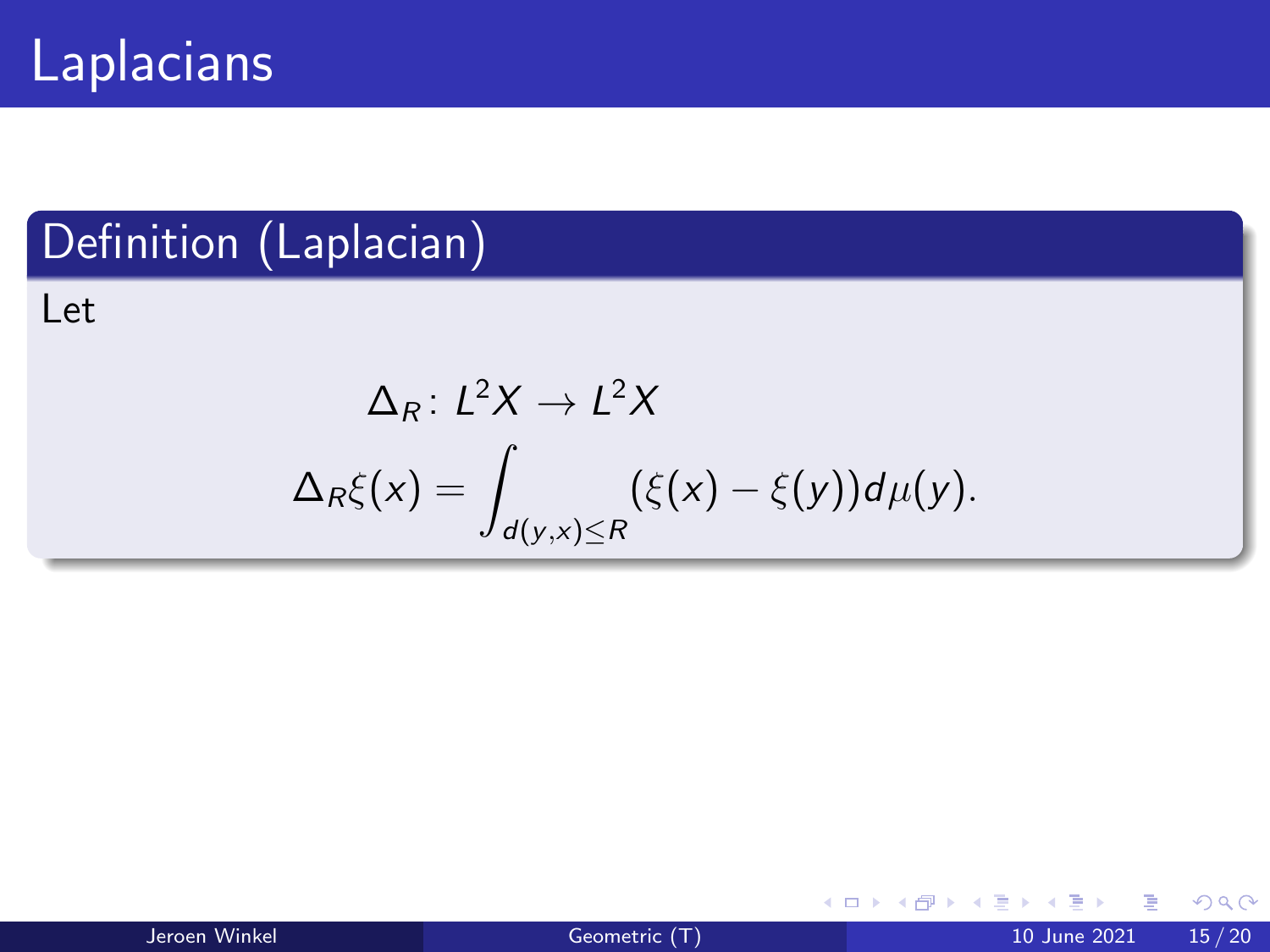# Laplacians

## Definition (Laplacian)

Let

$$
\begin{aligned}
\Delta_R \colon L^2X &\to L^2X \\
\Delta_R\xi(x) &= \int_{d(y,x)\leq R} (\xi(x) - \xi(y))d\mu(y).
\end{aligned}
$$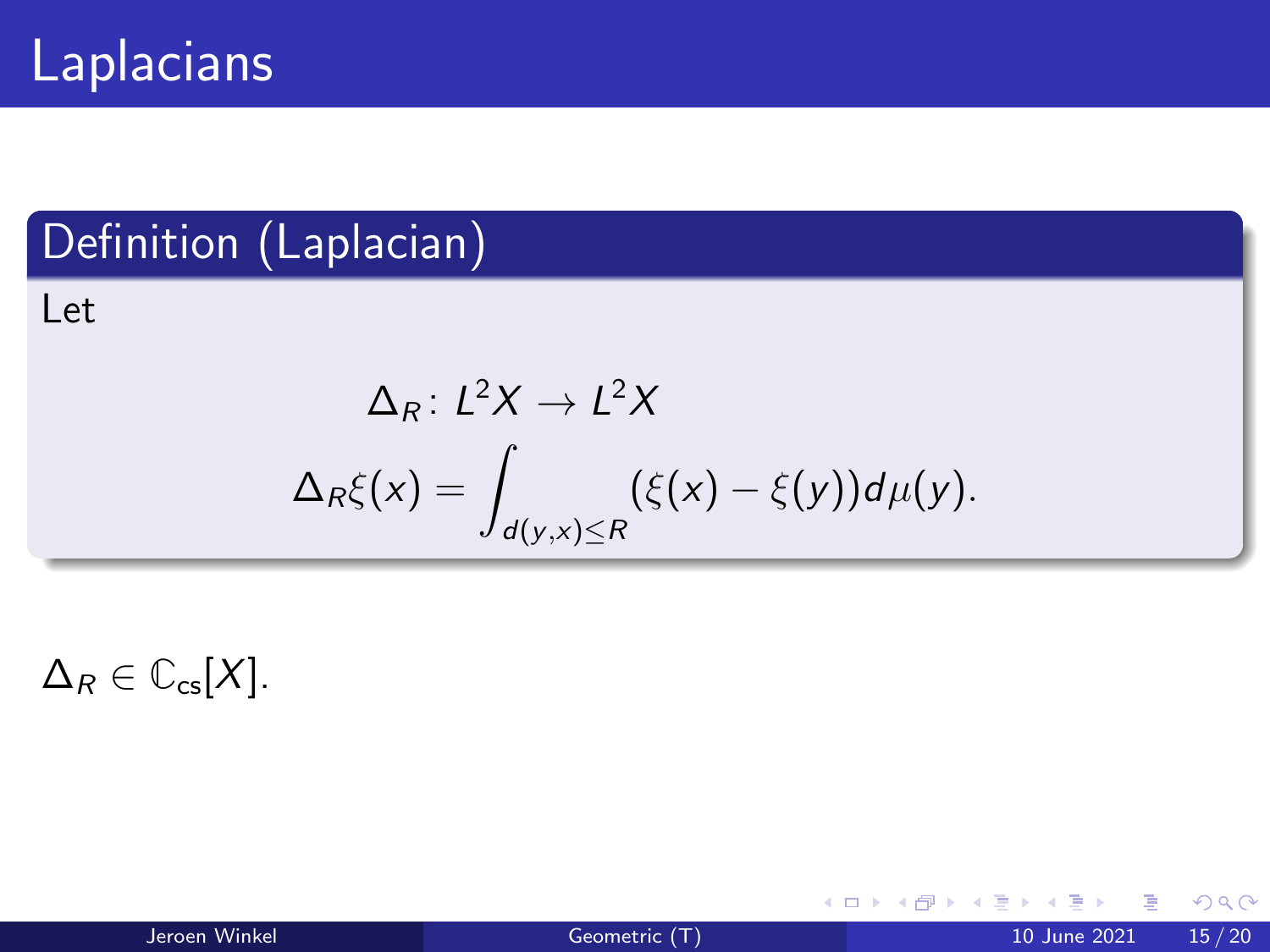# Laplacians

## Definition (Laplacian)

Let

$$\Delta_R \colon L^2X \to L^2X$$

$$\Delta_R\xi(x) = \int_{d(y,x)\leq R} (\xi(x) - \xi(y)) d\mu(y).$$

$\Delta_R \in \mathbb{C}_{cs}[X]$.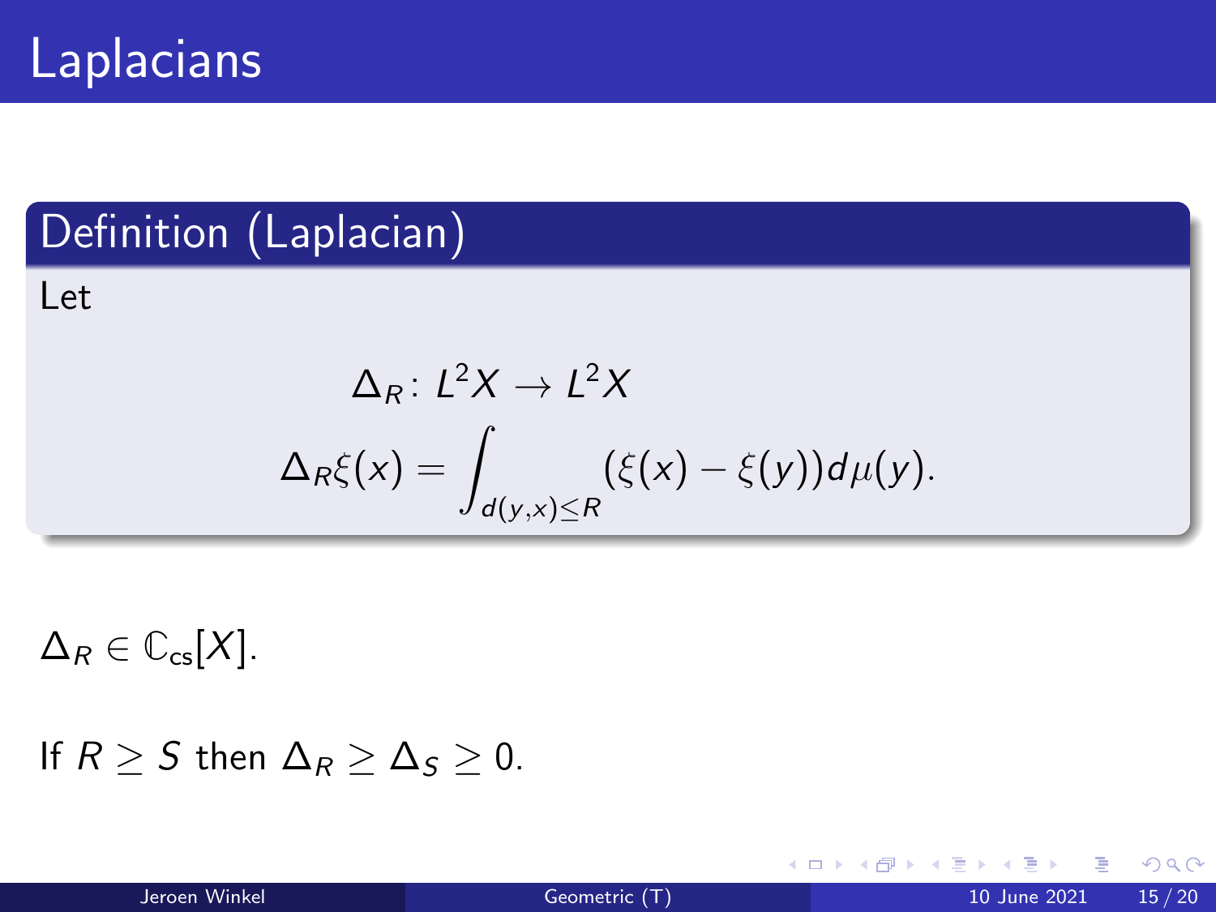# Laplacians

## Definition (Laplacian)

Let

$$\Delta_R \colon L^2X \to L^2X$$

$$\Delta_R\xi(x) = \int_{d(y,x)\leq R} (\xi(x) - \xi(y))d\mu(y).$$

$\Delta_R \in \mathbb{C}_{\text{cs}}[X]$.

If $R \geq S$ then $\Delta_R \geq \Delta_S \geq 0$.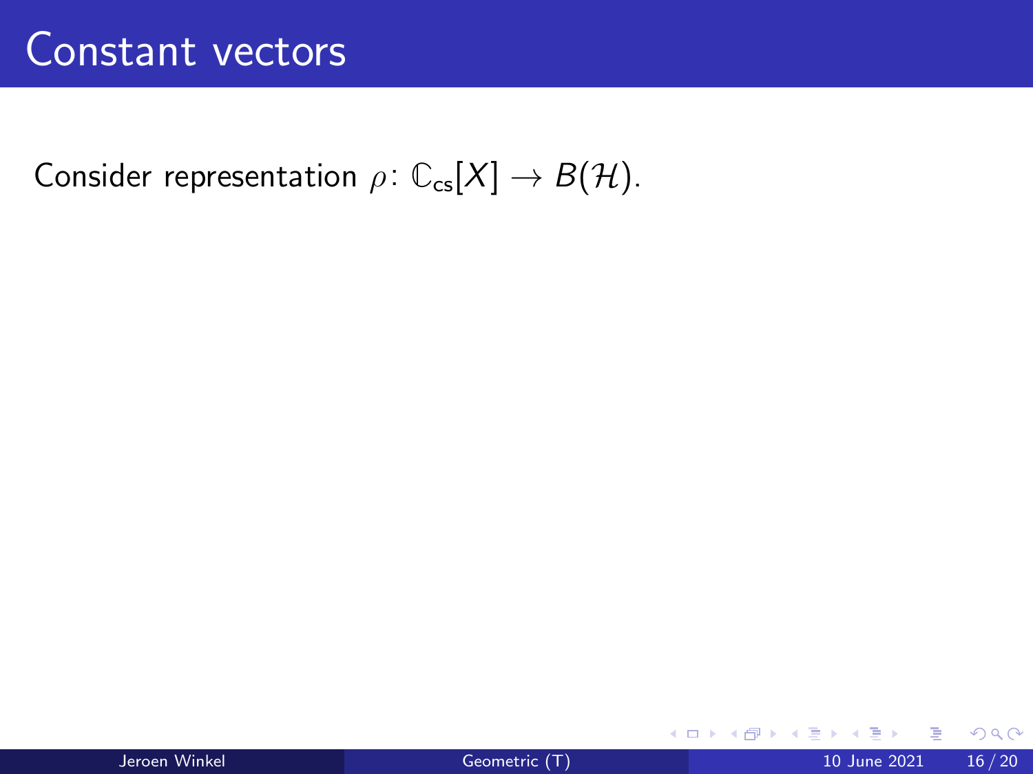# Constant vectors

Consider representation $\rho\colon \mathbb{C}_{\mathrm{cs}}[X] \to B(\mathcal{H})$.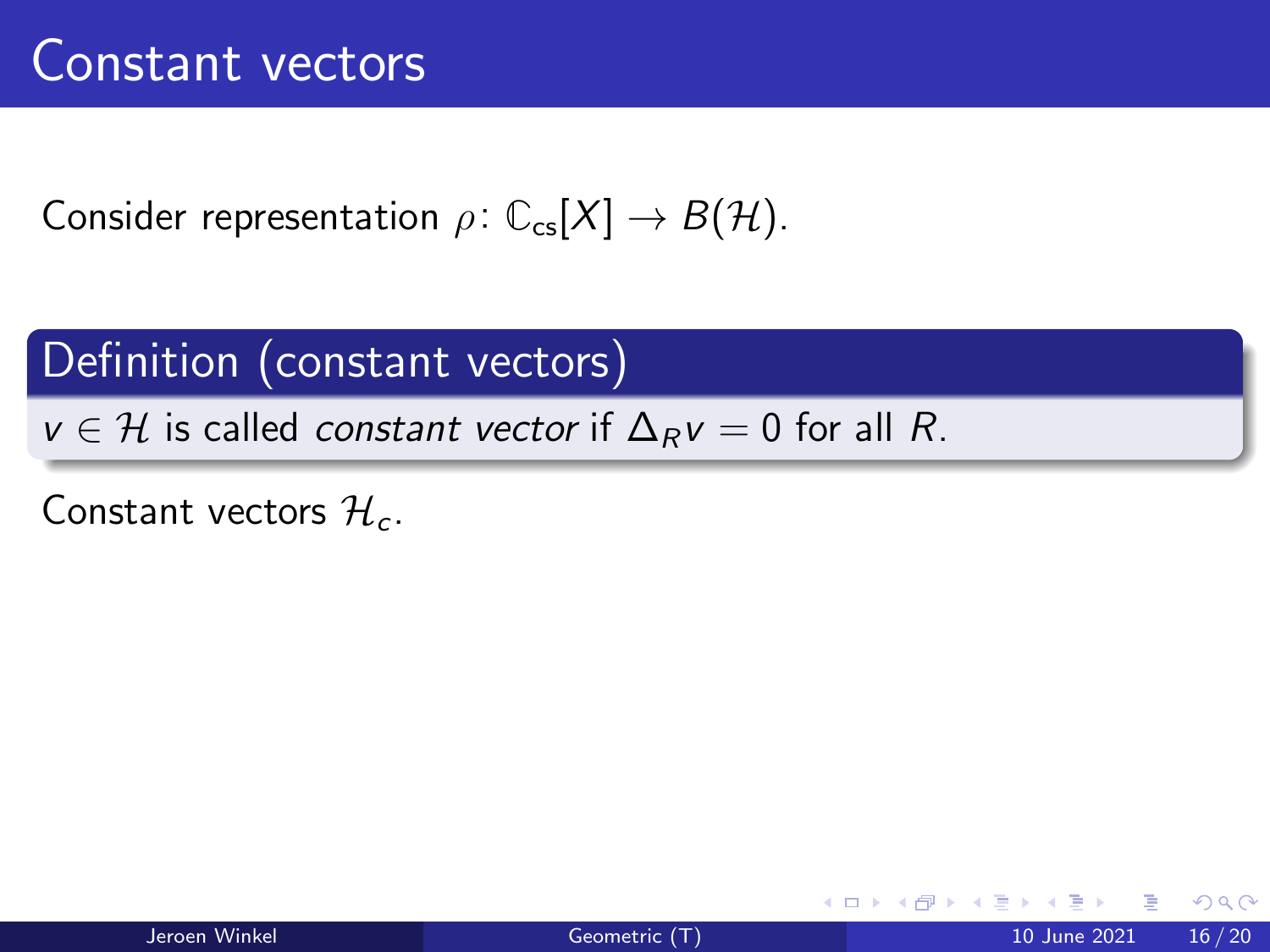# Constant vectors

Consider representation $\rho\colon \mathbb{C}_{\text{cs}}[X] \to B(\mathcal{H})$.

**Definition (constant vectors)**

$v \in \mathcal{H}$ is called *constant vector* if $\Delta_R v = 0$ for all $R$.

Constant vectors $\mathcal{H}_c$.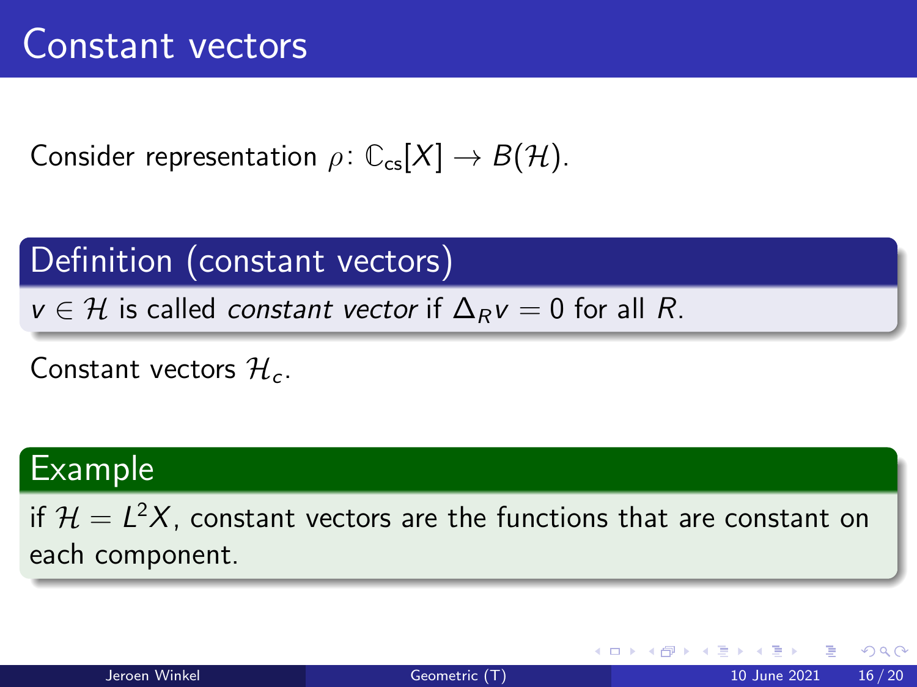# Constant vectors

Consider representation $\rho\colon \mathbb{C}_{\mathrm{cs}}[X] \to B(\mathcal{H})$.

**Definition (constant vectors)**

$v \in \mathcal{H}$ is called *constant vector* if $\Delta_R v = 0$ for all $R$.

Constant vectors $\mathcal{H}_c$.

**Example**

if $\mathcal{H} = L^2 X$, constant vectors are the functions that are constant on each component.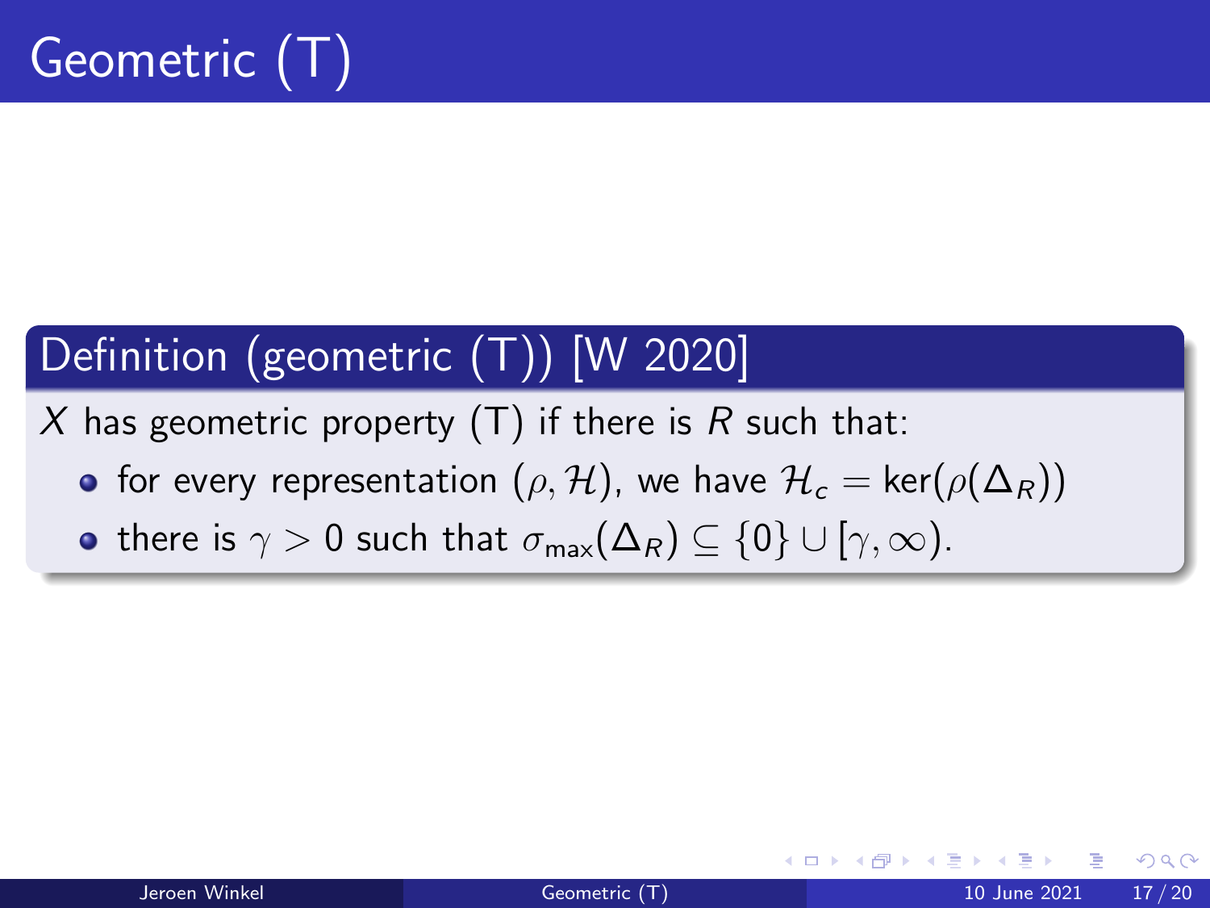# Geometric (T)

**Definition (geometric (T)) [W 2020]**

$X$ has geometric property (T) if there is $R$ such that:

- for every representation $(\rho, \mathcal{H})$, we have $\mathcal{H}_c = \ker(\rho(\Delta_R))$
- there is $\gamma > 0$ such that $\sigma_{\max}(\Delta_R) \subseteq \{0\} \cup [\gamma, \infty)$.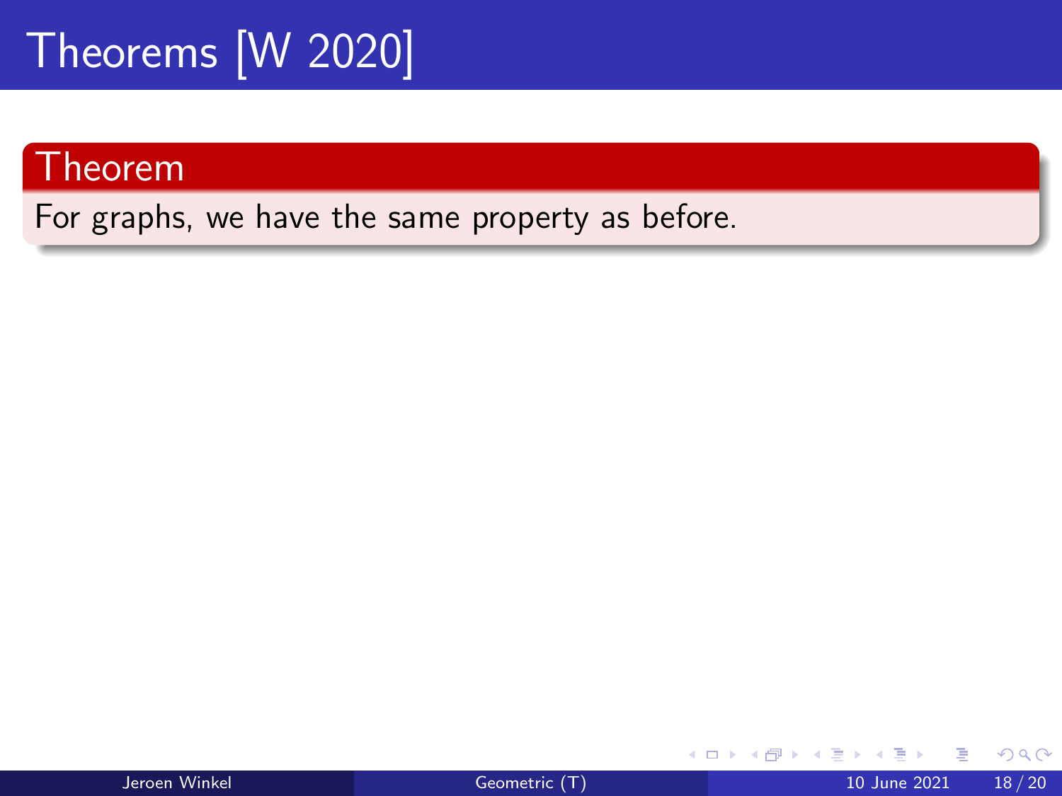# Theorems [W 2020]

**Theorem**

For graphs, we have the same property as before.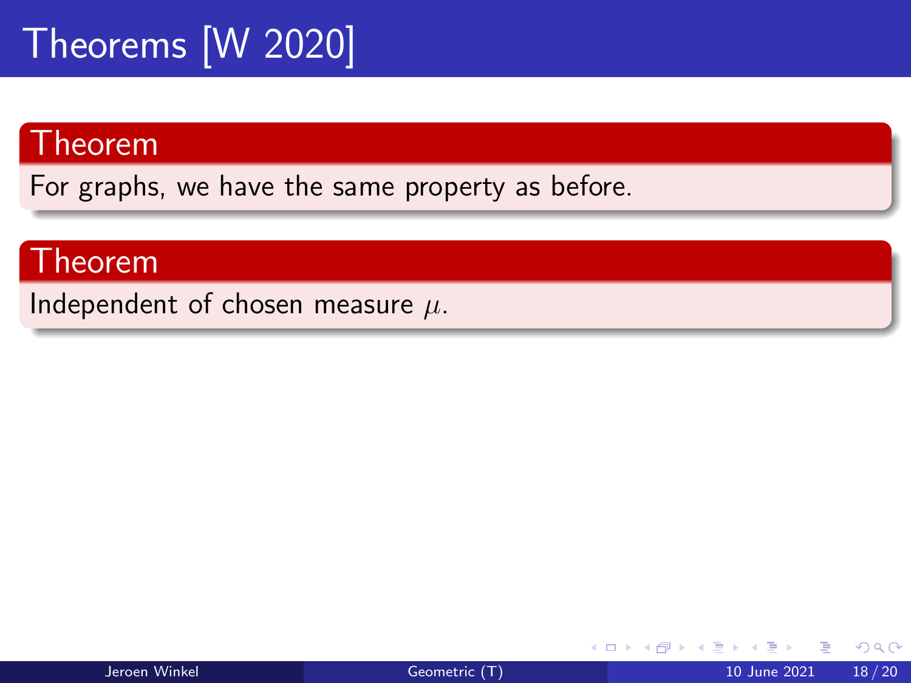# Theorems [W 2020]

**Theorem**

For graphs, we have the same property as before.

**Theorem**

Independent of chosen measure $\mu$.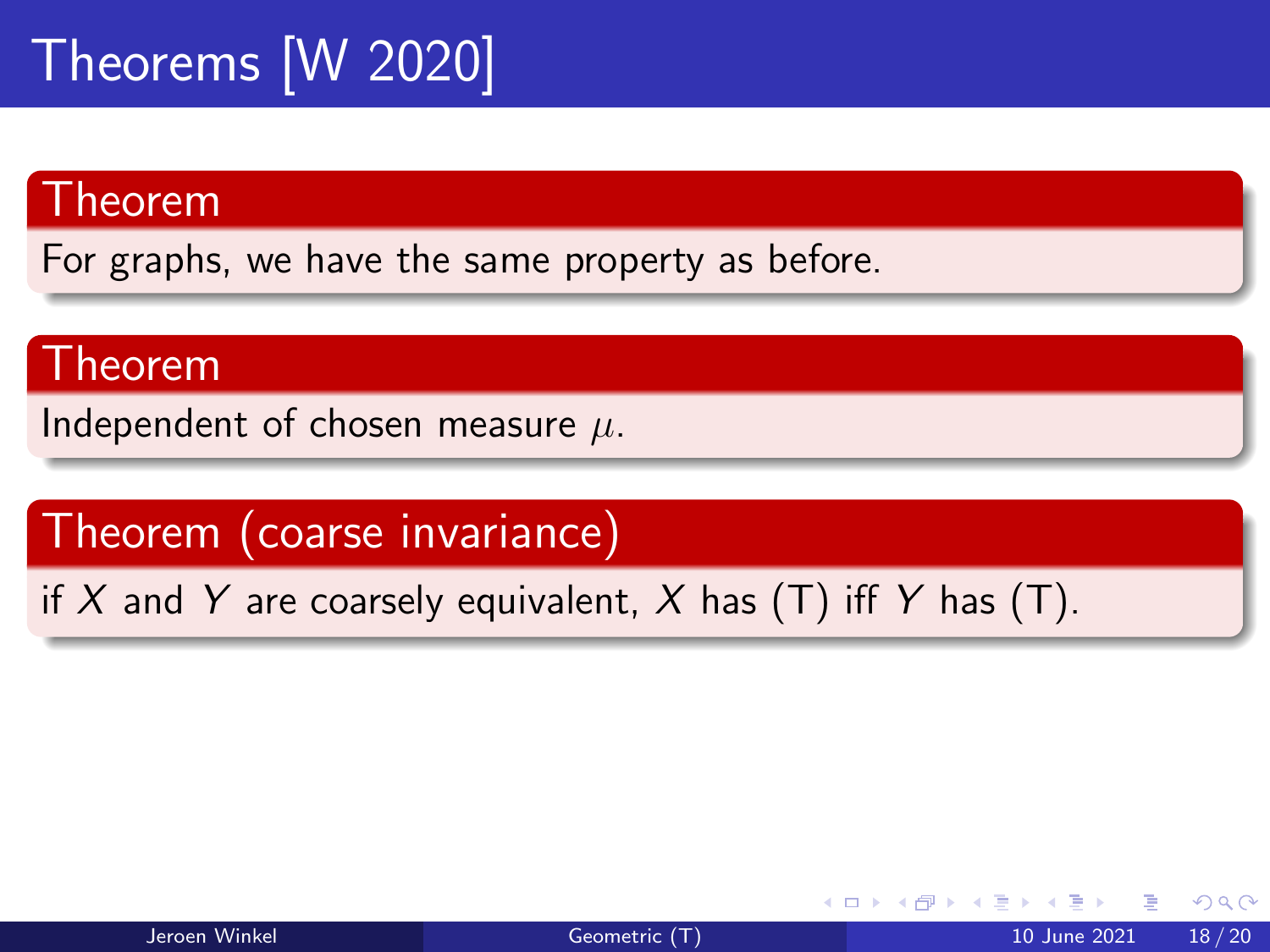# Theorems [W 2020]

**Theorem**

For graphs, we have the same property as before.

**Theorem**

Independent of chosen measure $\mu$.

**Theorem (coarse invariance)**

if $X$ and $Y$ are coarsely equivalent, $X$ has (T) iff $Y$ has (T).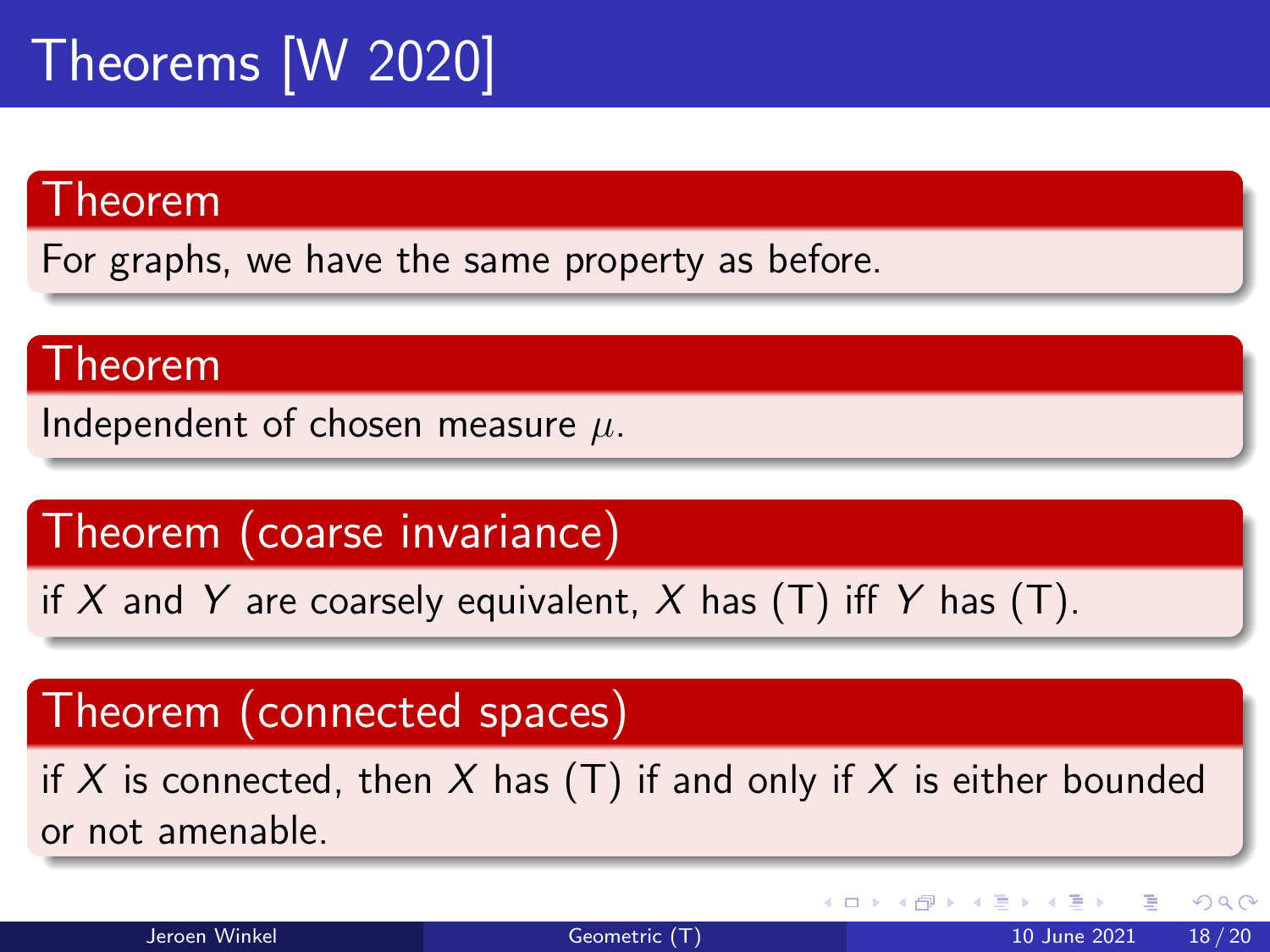# Theorems [W 2020]

**Theorem**

For graphs, we have the same property as before.

**Theorem**

Independent of chosen measure $\mu$.

**Theorem (coarse invariance)**

if $X$ and $Y$ are coarsely equivalent, $X$ has (T) iff $Y$ has (T).

**Theorem (connected spaces)**

if $X$ is connected, then $X$ has (T) if and only if $X$ is either bounded or not amenable.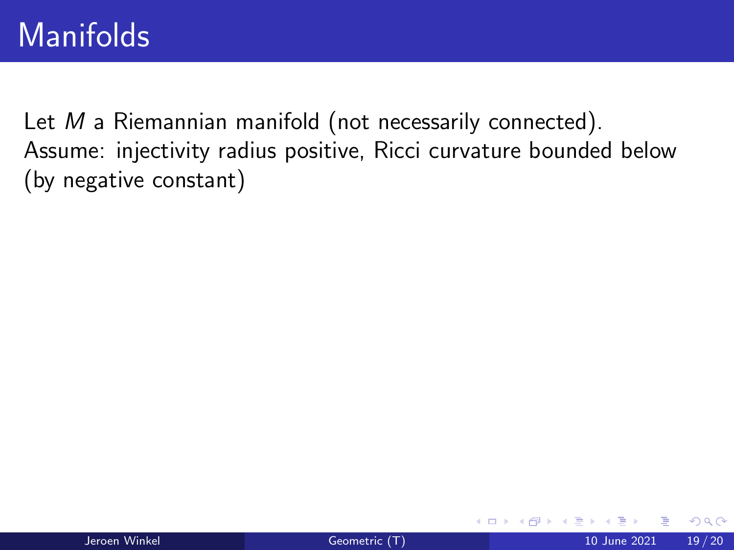# Manifolds

Let $M$ a Riemannian manifold (not necessarily connected).
Assume: injectivity radius positive, Ricci curvature bounded below (by negative constant)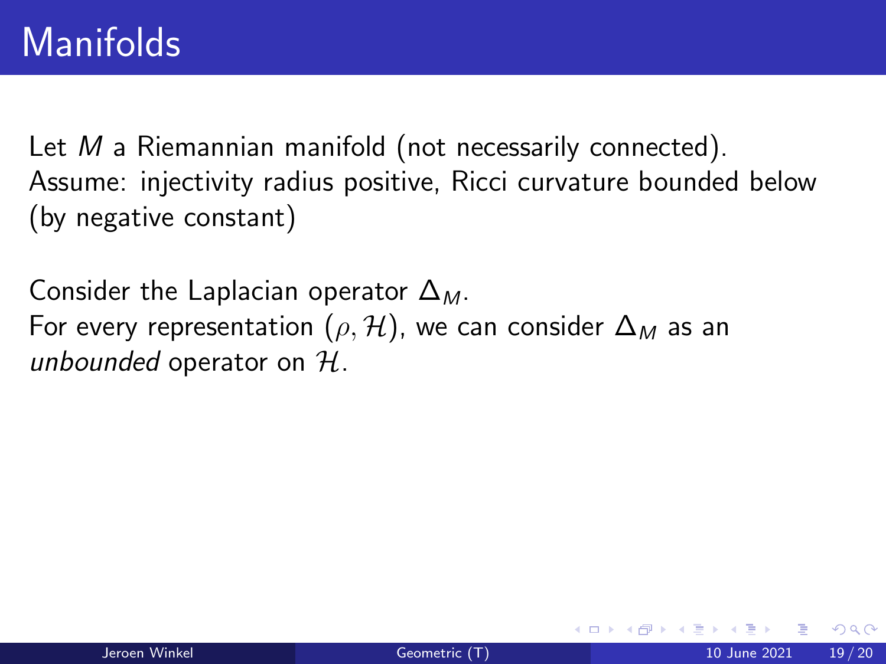# Manifolds

Let $M$ a Riemannian manifold (not necessarily connected).
Assume: injectivity radius positive, Ricci curvature bounded below (by negative constant)

Consider the Laplacian operator $\Delta_M$.
For every representation $(\rho, \mathcal{H})$, we can consider $\Delta_M$ as an *unbounded* operator on $\mathcal{H}$.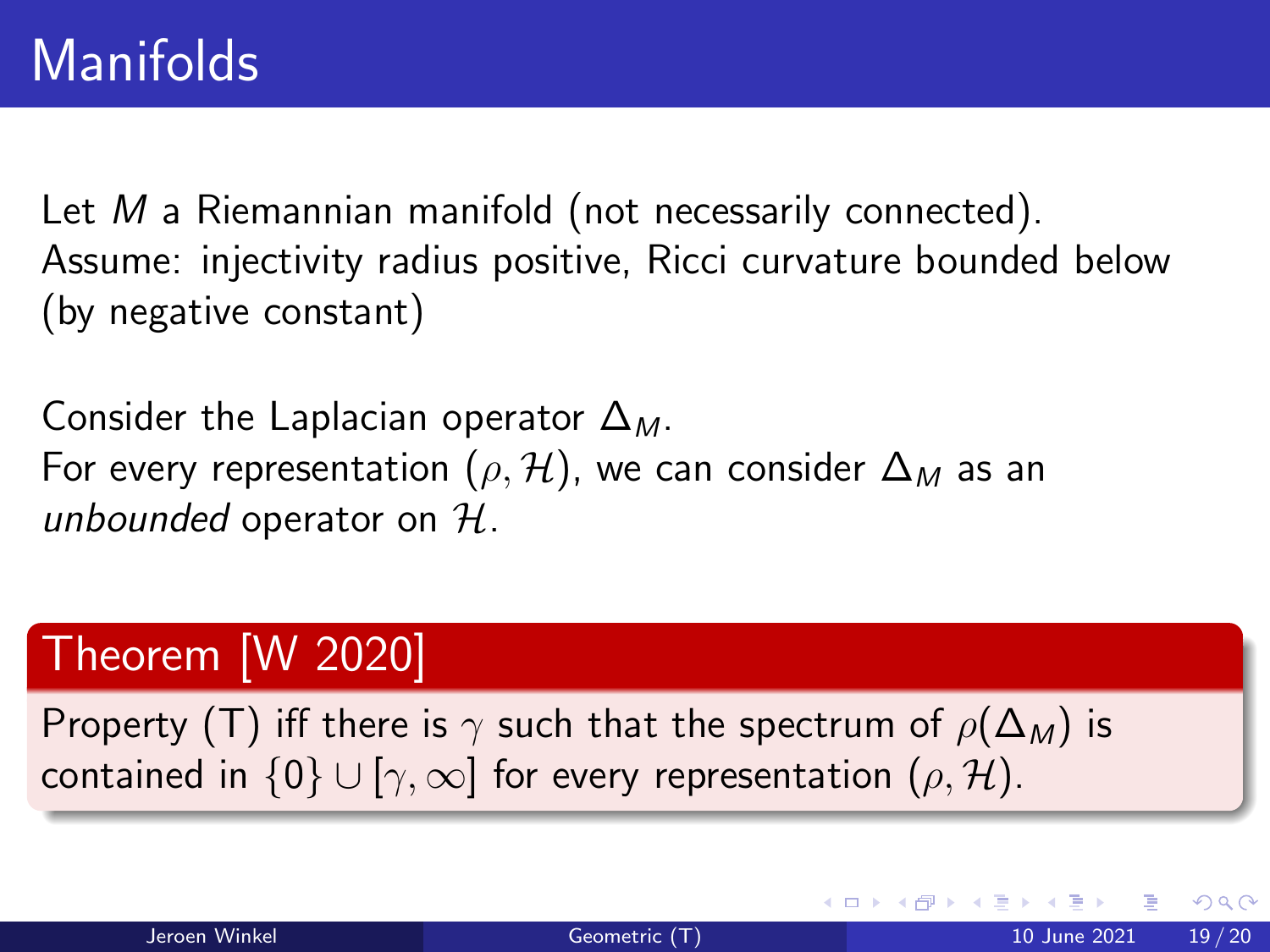# Manifolds

Let $M$ a Riemannian manifold (not necessarily connected).
Assume: injectivity radius positive, Ricci curvature bounded below (by negative constant)

Consider the Laplacian operator $\Delta_M$.
For every representation $(\rho, \mathcal{H})$, we can consider $\Delta_M$ as an *unbounded* operator on $\mathcal{H}$.

## Theorem [W 2020]

Property (T) iff there is $\gamma$ such that the spectrum of $\rho(\Delta_M)$ is contained in $\{0\} \cup [\gamma, \infty]$ for every representation $(\rho, \mathcal{H})$.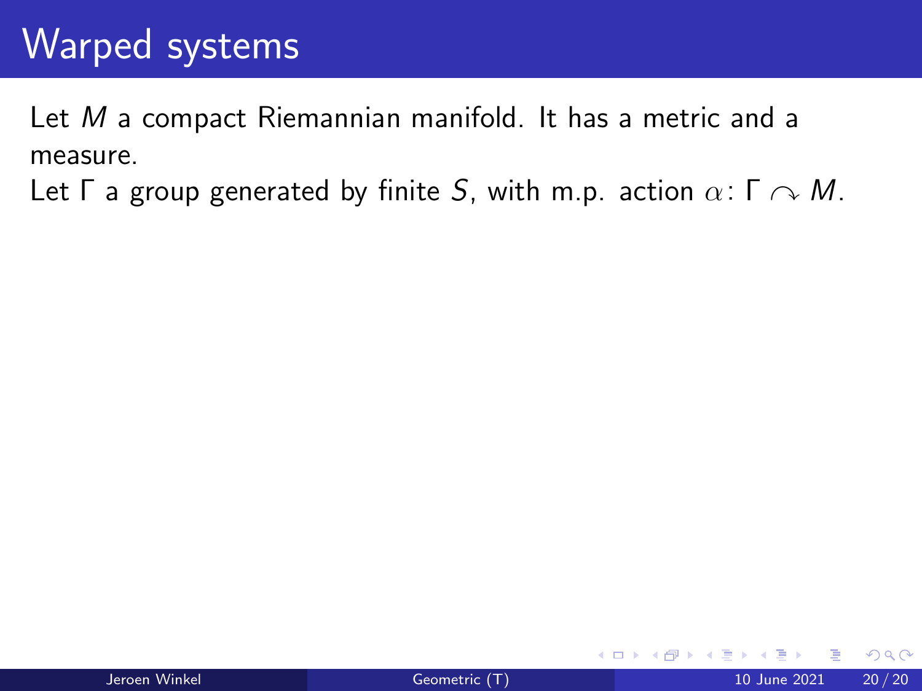# Warped systems

Let $M$ a compact Riemannian manifold. It has a metric and a measure.

Let $\Gamma$ a group generated by finite $S$, with m.p. action $\alpha \colon \Gamma \curvearrowright M$.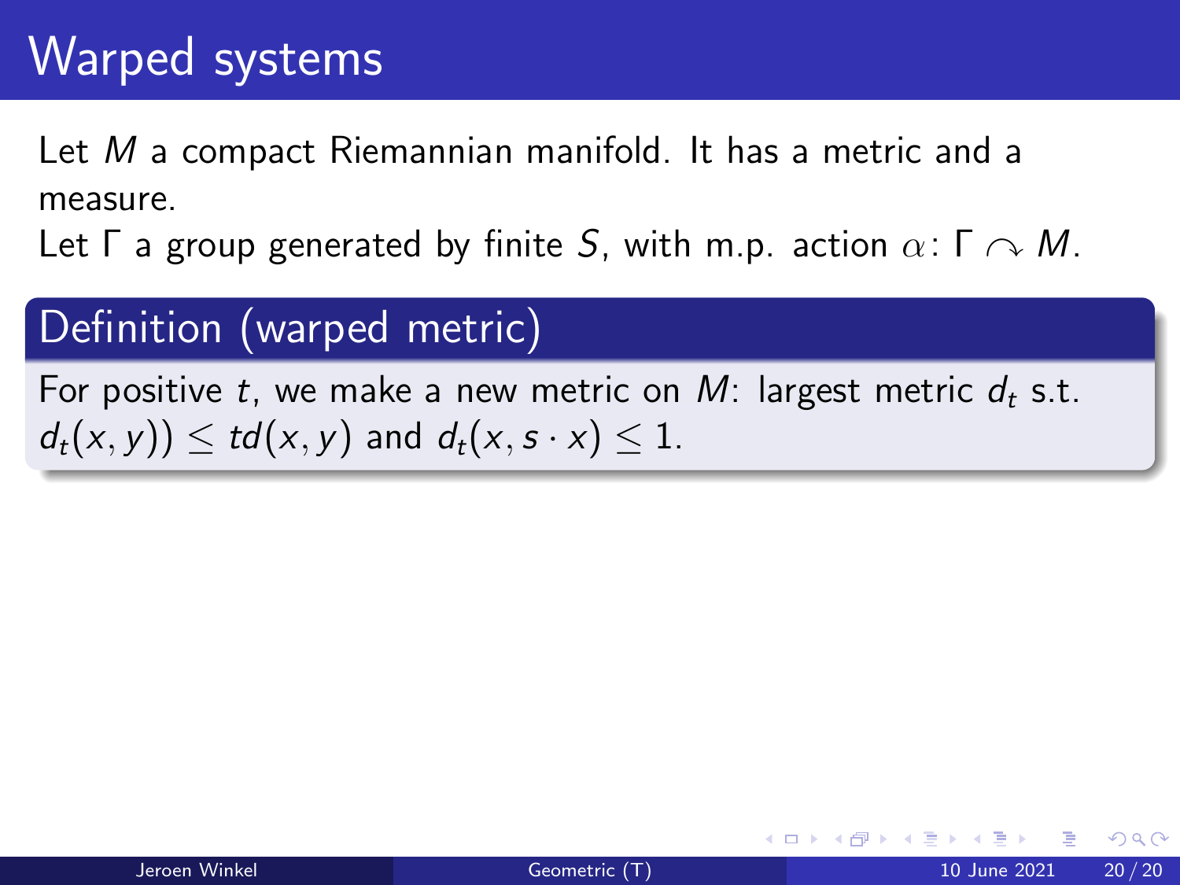# Warped systems

Let $M$ a compact Riemannian manifold. It has a metric and a measure.

Let $\Gamma$ a group generated by finite $S$, with m.p. action $\alpha\colon \Gamma \curvearrowright M$.

## Definition (warped metric)

For positive $t$, we make a new metric on $M$: largest metric $d_t$ s.t. $d_t(x, y)) \leq td(x, y)$ and $d_t(x, s \cdot x) \leq 1$.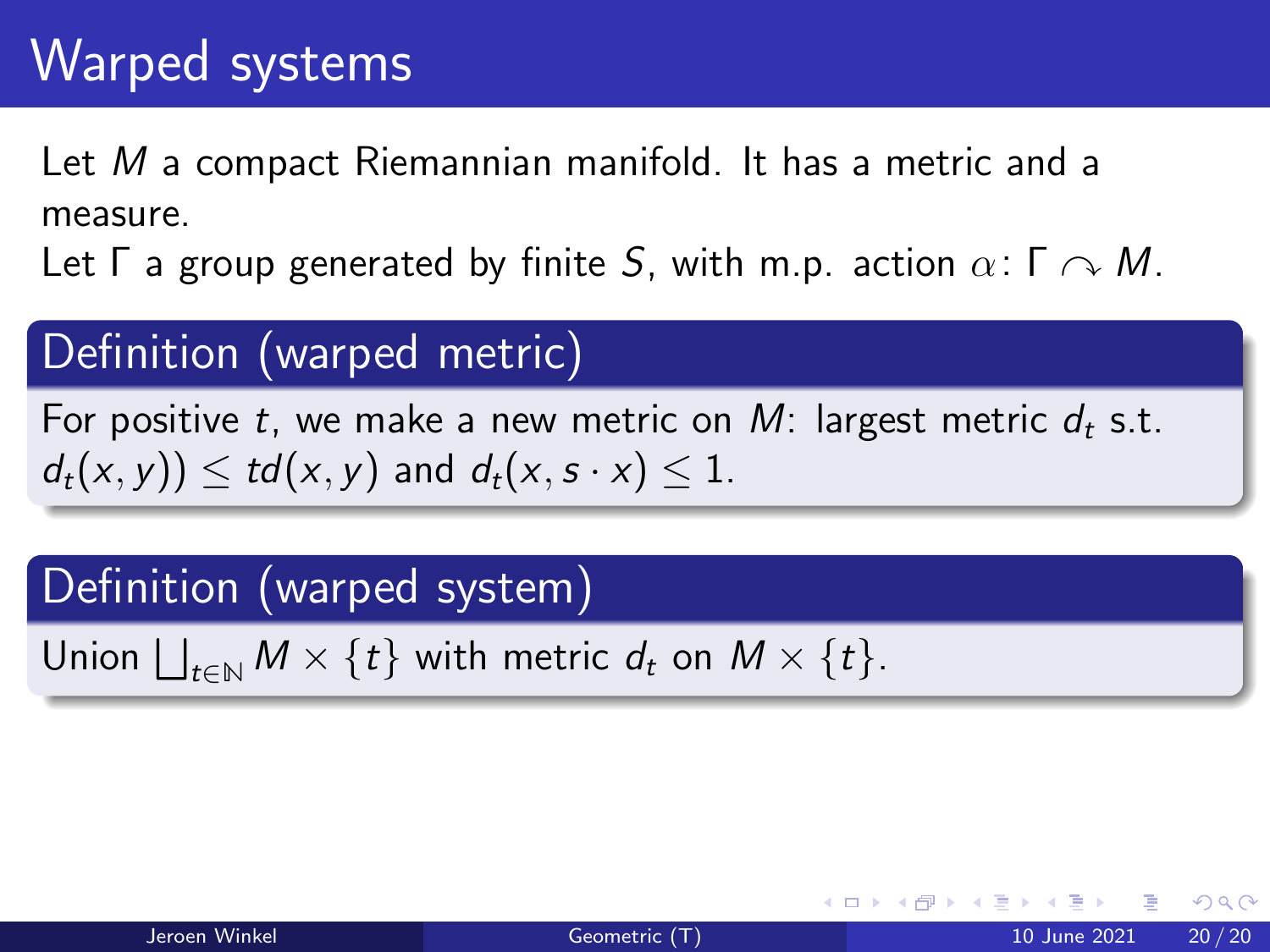# Warped systems

Let $M$ a compact Riemannian manifold. It has a metric and a measure.

Let $\Gamma$ a group generated by finite $S$, with m.p. action $\alpha\colon \Gamma \curvearrowright M$.

## Definition (warped metric)

For positive $t$, we make a new metric on $M$: largest metric $d_t$ s.t. $d_t(x,y)) \leq td(x,y)$ and $d_t(x, s \cdot x) \leq 1$.

## Definition (warped system)

Union $\bigsqcup_{t \in \mathbb{N}} M \times \{t\}$ with metric $d_t$ on $M \times \{t\}$.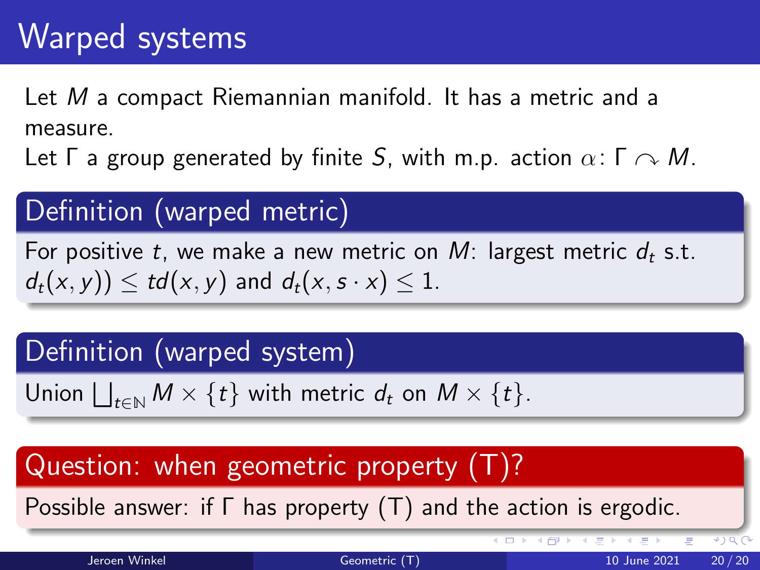# Warped systems

Let $M$ a compact Riemannian manifold. It has a metric and a measure.

Let $\Gamma$ a group generated by finite $S$, with m.p. action $\alpha\colon \Gamma \curvearrowright M$.

## Definition (warped metric)

For positive $t$, we make a new metric on $M$: largest metric $d_t$ s.t. $d_t(x, y)) \leq td(x, y)$ and $d_t(x, s \cdot x) \leq 1$.

## Definition (warped system)

Union $\bigsqcup_{t \in \mathbb{N}} M \times \{t\}$ with metric $d_t$ on $M \times \{t\}$.

## Question: when geometric property (T)?

Possible answer: if $\Gamma$ has property (T) and the action is ergodic.